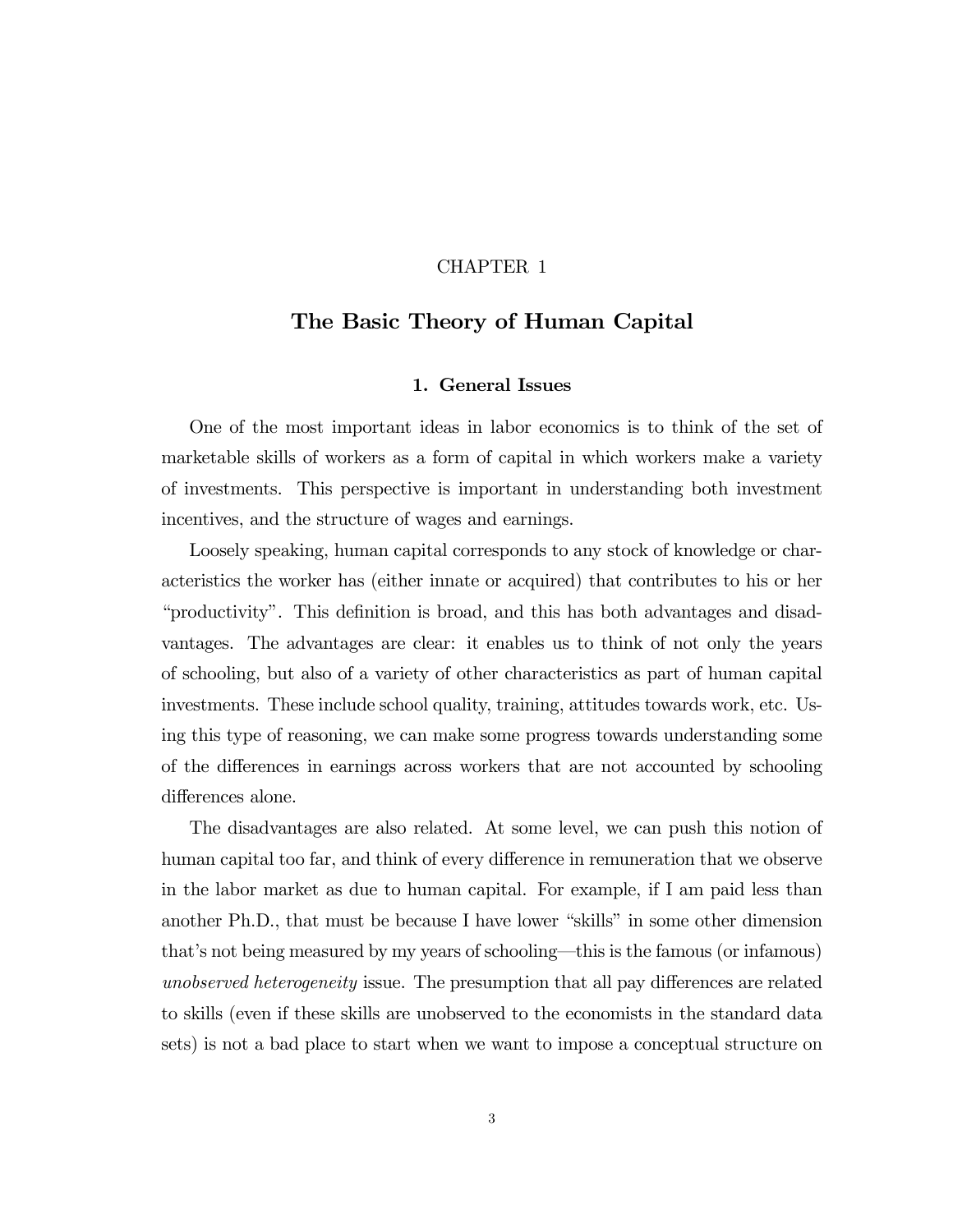CHAPTER 1

# The Basic Theory of Human Capital

## 1. General Issues

One of the most important ideas in labor economics is to think of the set of marketable skills of workers as a form of capital in which workers make a variety of investments. This perspective is important in understanding both investment incentives, and the structure of wages and earnings.

Loosely speaking, human capital corresponds to any stock of knowledge or characteristics the worker has (either innate or acquired) that contributes to his or her "productivity". This definition is broad, and this has both advantages and disadvantages. The advantages are clear: it enables us to think of not only the years of schooling, but also of a variety of other characteristics as part of human capital investments. These include school quality, training, attitudes towards work, etc. Using this type of reasoning, we can make some progress towards understanding some of the differences in earnings across workers that are not accounted by schooling differences alone.

The disadvantages are also related. At some level, we can push this notion of human capital too far, and think of every difference in remuneration that we observe in the labor market as due to human capital. For example, if I am paid less than another Ph.D., that must be because I have lower "skills" in some other dimension that's not being measured by my years of schooling—this is the famous (or infamous) *unobserved heterogeneity* issue. The presumption that all pay differences are related to skills (even if these skills are unobserved to the economists in the standard data sets) is not a bad place to start when we want to impose a conceptual structure on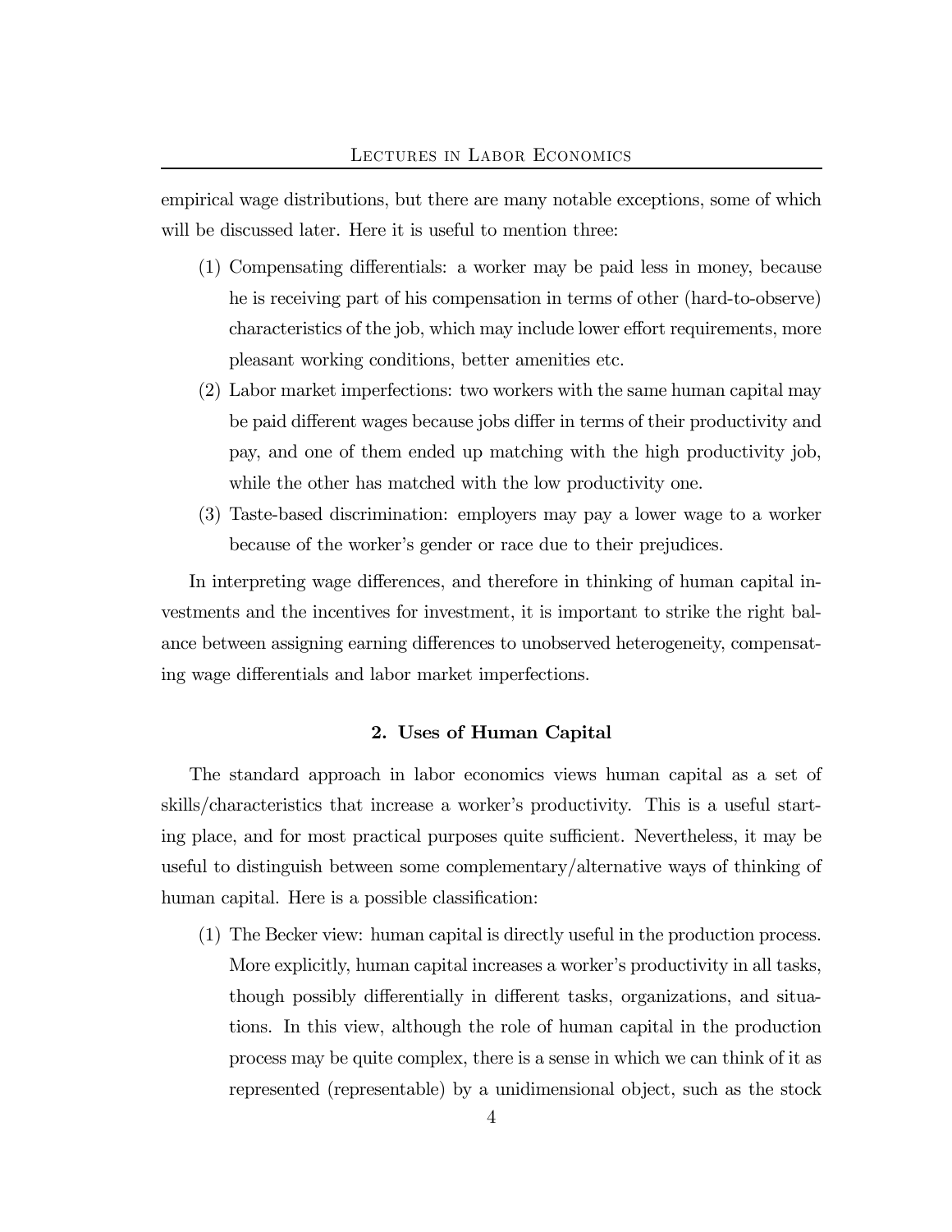empirical wage distributions, but there are many notable exceptions, some of which will be discussed later. Here it is useful to mention three:

(1) Compensating differentials: a worker may be paid less in money, because he is receiving part of his compensation in terms of other (hard-to-observe) characteristics of the job, which may include lower effort requirements, more pleasant working conditions, better amenities etc.

(2) Labor market imperfections: two workers with the same human capital may be paid different wages because jobs differ in terms of their productivity and pay, and one of them ended up matching with the high productivity job, while the other has matched with the low productivity one.

(3) Taste-based discrimination: employers may pay a lower wage to a worker because of the worker's gender or race due to their prejudices.

In interpreting wage differences, and therefore in thinking of human capital investments and the incentives for investment, it is important to strike the right balance between assigning earning differences to unobserved heterogeneity, compensating wage differentials and labor market imperfections.

## 2. Uses of Human Capital

The standard approach in labor economics views human capital as a set of skills/characteristics that increase a worker's productivity. This is a useful starting place, and for most practical purposes quite sufficient. Nevertheless, it may be useful to distinguish between some complementary/alternative ways of thinking of human capital. Here is a possible classification:

(1) The Becker view: human capital is directly useful in the production process. More explicitly, human capital increases a worker's productivity in all tasks, though possibly differentially in different tasks, organizations, and situations. In this view, although the role of human capital in the production process may be quite complex, there is a sense in which we can think of it as represented (representable) by a unidimensional object, such as the stock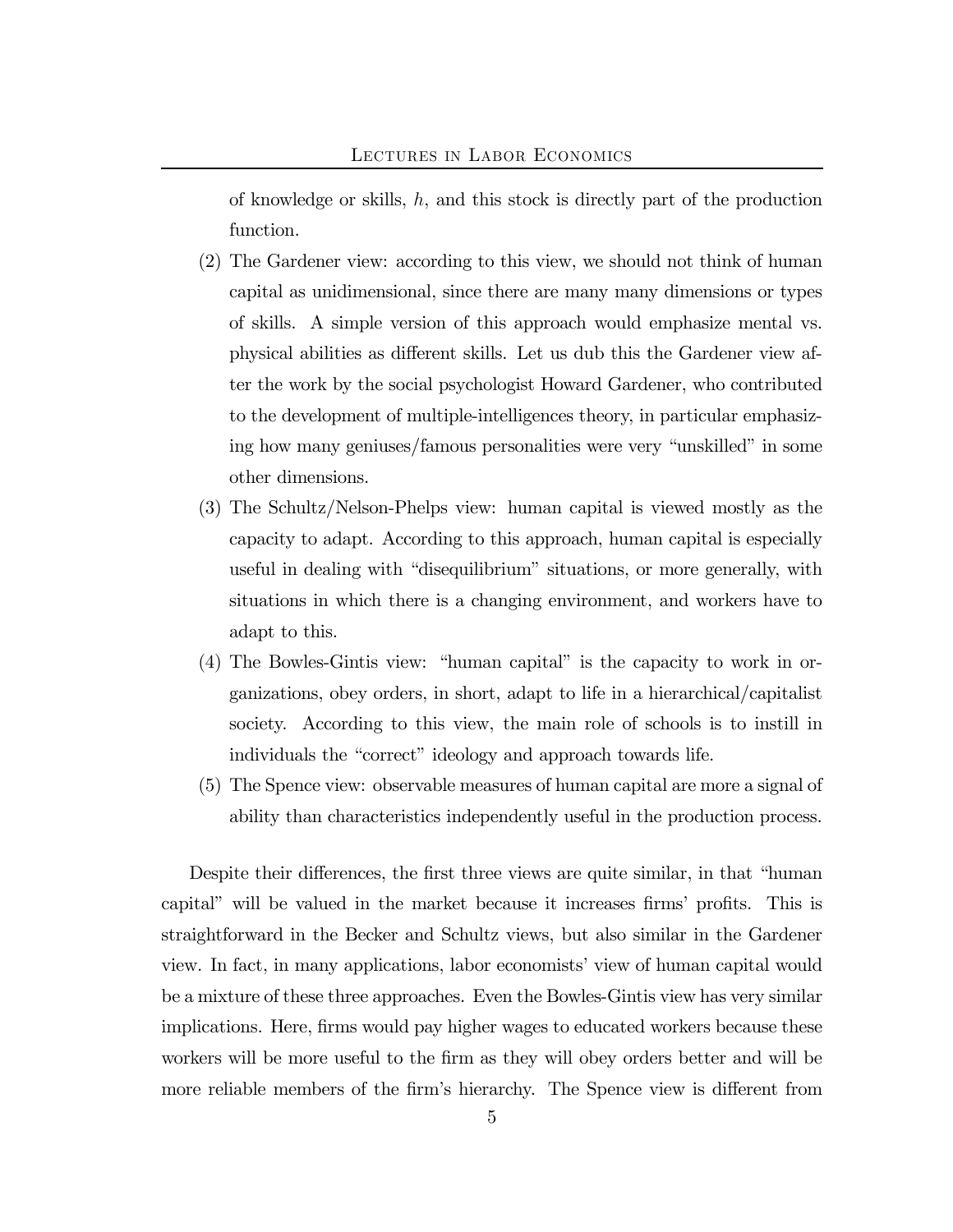of knowledge or skills, $h$, and this stock is directly part of the production function.

(2) The Gardener view: according to this view, we should not think of human capital as unidimensional, since there are many many dimensions or types of skills. A simple version of this approach would emphasize mental vs. physical abilities as different skills. Let us dub this the Gardener view after the work by the social psychologist Howard Gardener, who contributed to the development of multiple-intelligences theory, in particular emphasizing how many geniuses/famous personalities were very "unskilled" in some other dimensions.

(3) The Schultz/Nelson-Phelps view: human capital is viewed mostly as the capacity to adapt. According to this approach, human capital is especially useful in dealing with "disequilibrium" situations, or more generally, with situations in which there is a changing environment, and workers have to adapt to this.

(4) The Bowles-Gintis view: "human capital" is the capacity to work in organizations, obey orders, in short, adapt to life in a hierarchical/capitalist society. According to this view, the main role of schools is to instill in individuals the "correct" ideology and approach towards life.

(5) The Spence view: observable measures of human capital are more a signal of ability than characteristics independently useful in the production process.

Despite their differences, the first three views are quite similar, in that "human capital" will be valued in the market because it increases firms' profits. This is straightforward in the Becker and Schultz views, but also similar in the Gardener view. In fact, in many applications, labor economists' view of human capital would be a mixture of these three approaches. Even the Bowles-Gintis view has very similar implications. Here, firms would pay higher wages to educated workers because these workers will be more useful to the firm as they will obey orders better and will be more reliable members of the firm's hierarchy. The Spence view is different from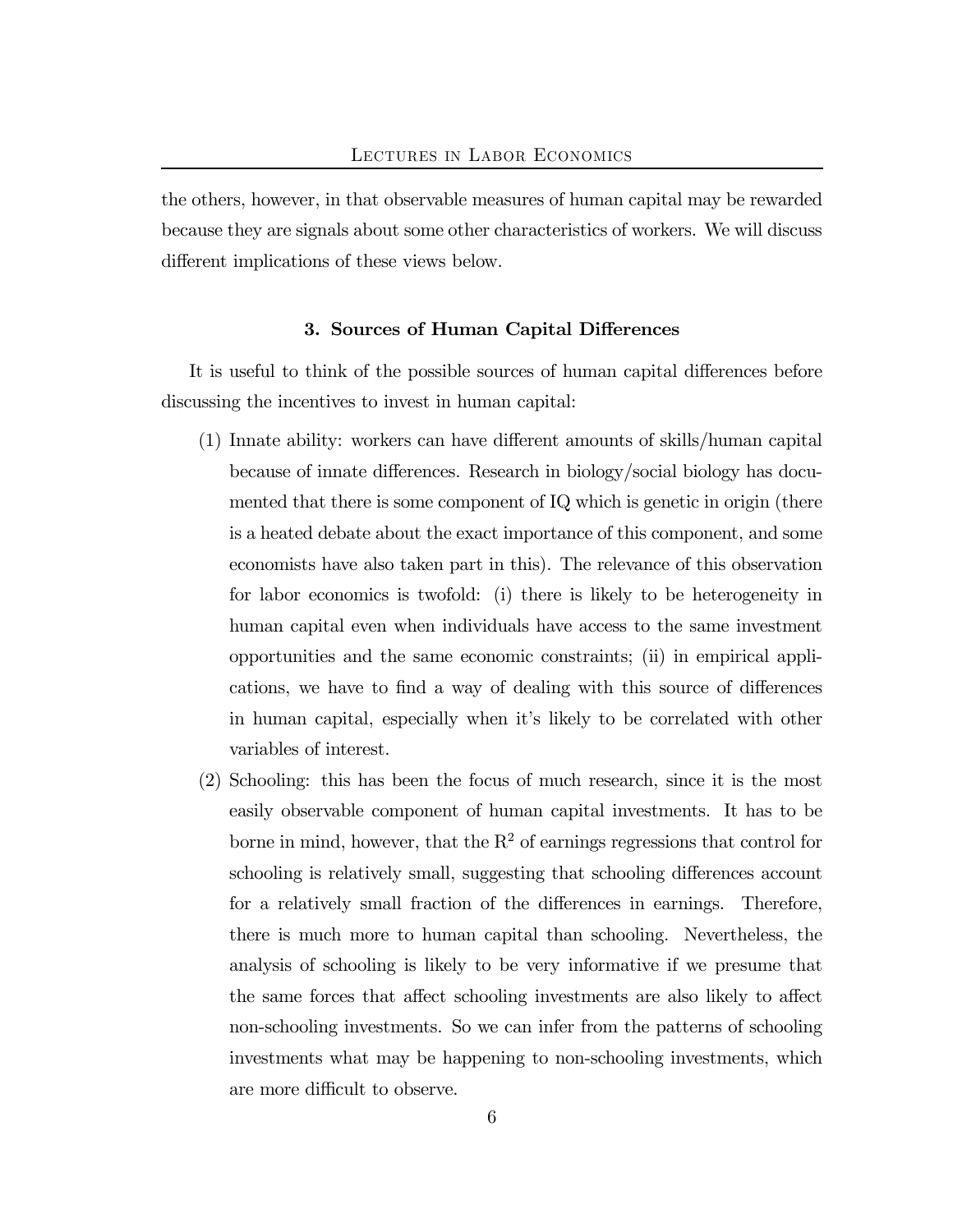the others, however, in that observable measures of human capital may be rewarded because they are signals about some other characteristics of workers. We will discuss different implications of these views below.

## 3. Sources of Human Capital Differences

It is useful to think of the possible sources of human capital differences before discussing the incentives to invest in human capital:

(1) Innate ability: workers can have different amounts of skills/human capital because of innate differences. Research in biology/social biology has documented that there is some component of IQ which is genetic in origin (there is a heated debate about the exact importance of this component, and some economists have also taken part in this). The relevance of this observation for labor economics is twofold: (i) there is likely to be heterogeneity in human capital even when individuals have access to the same investment opportunities and the same economic constraints; (ii) in empirical applications, we have to find a way of dealing with this source of differences in human capital, especially when it's likely to be correlated with other variables of interest.

(2) Schooling: this has been the focus of much research, since it is the most easily observable component of human capital investments. It has to be borne in mind, however, that the $R^2$ of earnings regressions that control for schooling is relatively small, suggesting that schooling differences account for a relatively small fraction of the differences in earnings. Therefore, there is much more to human capital than schooling. Nevertheless, the analysis of schooling is likely to be very informative if we presume that the same forces that affect schooling investments are also likely to affect non-schooling investments. So we can infer from the patterns of schooling investments what may be happening to non-schooling investments, which are more difficult to observe.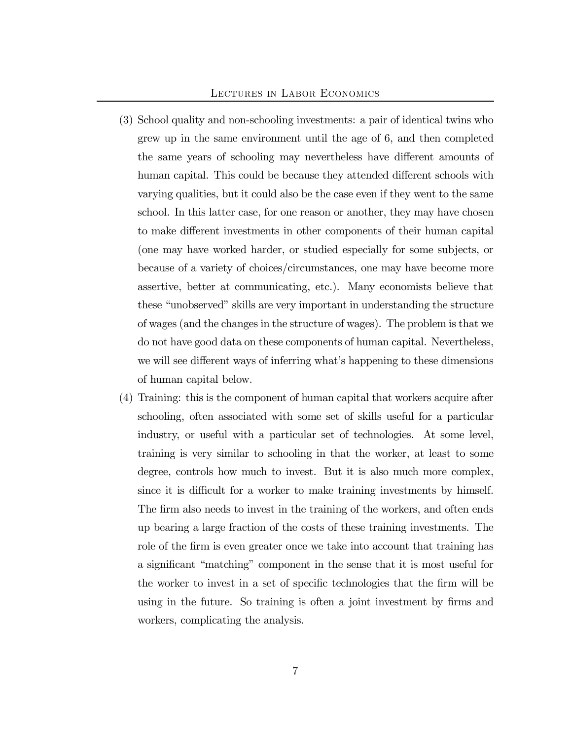(3) School quality and non-schooling investments: a pair of identical twins who grew up in the same environment until the age of 6, and then completed the same years of schooling may nevertheless have different amounts of human capital. This could be because they attended different schools with varying qualities, but it could also be the case even if they went to the same school. In this latter case, for one reason or another, they may have chosen to make different investments in other components of their human capital (one may have worked harder, or studied especially for some subjects, or because of a variety of choices/circumstances, one may have become more assertive, better at communicating, etc.). Many economists believe that these "unobserved" skills are very important in understanding the structure of wages (and the changes in the structure of wages). The problem is that we do not have good data on these components of human capital. Nevertheless, we will see different ways of inferring what's happening to these dimensions of human capital below.

(4) Training: this is the component of human capital that workers acquire after schooling, often associated with some set of skills useful for a particular industry, or useful with a particular set of technologies. At some level, training is very similar to schooling in that the worker, at least to some degree, controls how much to invest. But it is also much more complex, since it is difficult for a worker to make training investments by himself. The firm also needs to invest in the training of the workers, and often ends up bearing a large fraction of the costs of these training investments. The role of the firm is even greater once we take into account that training has a significant "matching" component in the sense that it is most useful for the worker to invest in a set of specific technologies that the firm will be using in the future. So training is often a joint investment by firms and workers, complicating the analysis.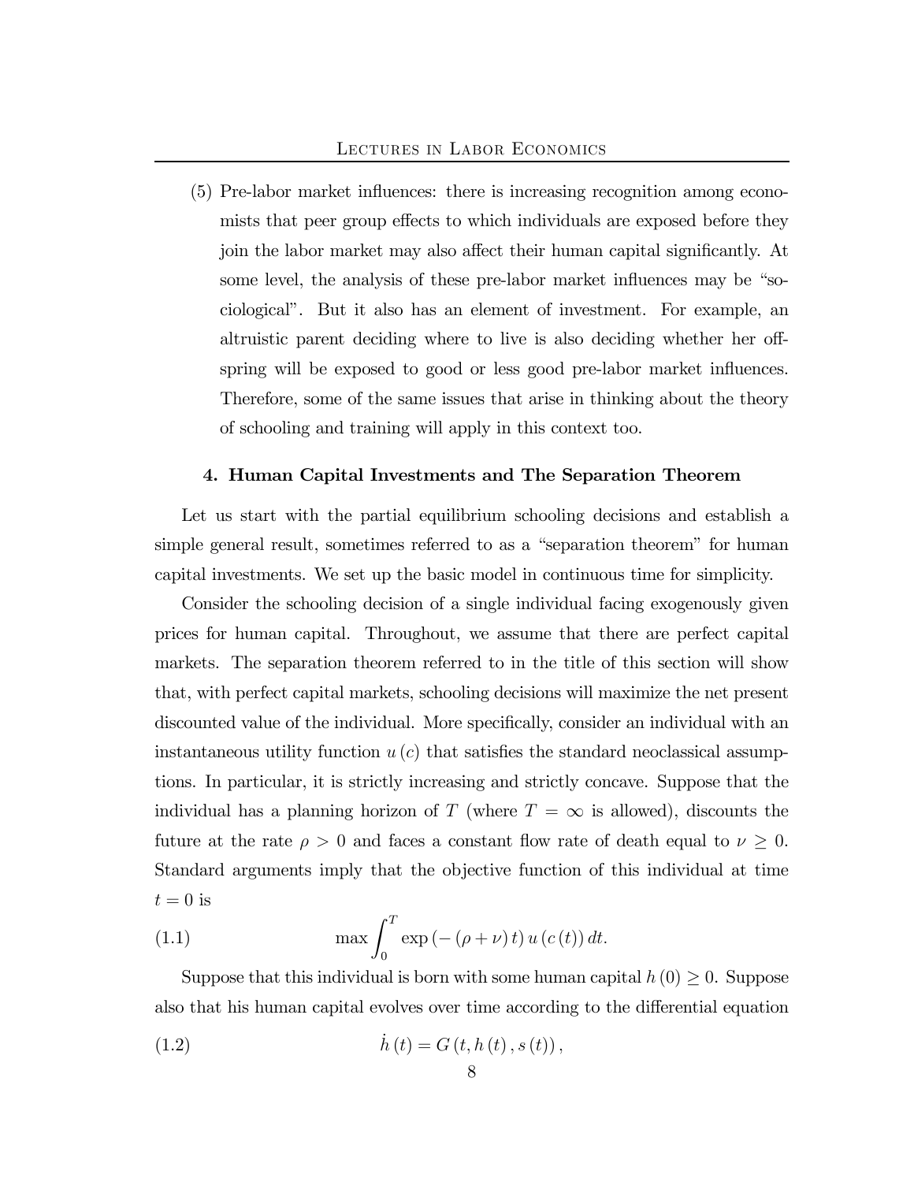(5) Pre-labor market influences: there is increasing recognition among economists that peer group effects to which individuals are exposed before they join the labor market may also affect their human capital significantly. At some level, the analysis of these pre-labor market influences may be "sociological". But it also has an element of investment. For example, an altruistic parent deciding where to live is also deciding whether her offspring will be exposed to good or less good pre-labor market influences. Therefore, some of the same issues that arise in thinking about the theory of schooling and training will apply in this context too.

## 4. Human Capital Investments and The Separation Theorem

Let us start with the partial equilibrium schooling decisions and establish a simple general result, sometimes referred to as a "separation theorem" for human capital investments. We set up the basic model in continuous time for simplicity.

Consider the schooling decision of a single individual facing exogenously given prices for human capital. Throughout, we assume that there are perfect capital markets. The separation theorem referred to in the title of this section will show that, with perfect capital markets, schooling decisions will maximize the net present discounted value of the individual. More specifically, consider an individual with an instantaneous utility function $u(c)$ that satisfies the standard neoclassical assumptions. In particular, it is strictly increasing and strictly concave. Suppose that the individual has a planning horizon of $T$ (where $T = \infty$ is allowed), discounts the future at the rate $\rho > 0$ and faces a constant flow rate of death equal to $\nu \geq 0$. Standard arguments imply that the objective function of this individual at time $t = 0$ is

$$\max \int_0^T \exp\left(-\left(\rho + \nu\right)t\right) u\left(c\left(t\right)\right) dt. \tag{1.1}$$

Suppose that this individual is born with some human capital $h(0) \geq 0$. Suppose also that his human capital evolves over time according to the differential equation

$$\dot{h}\left(t\right) = G\left(t, h\left(t\right), s\left(t\right)\right), \tag{1.2}$$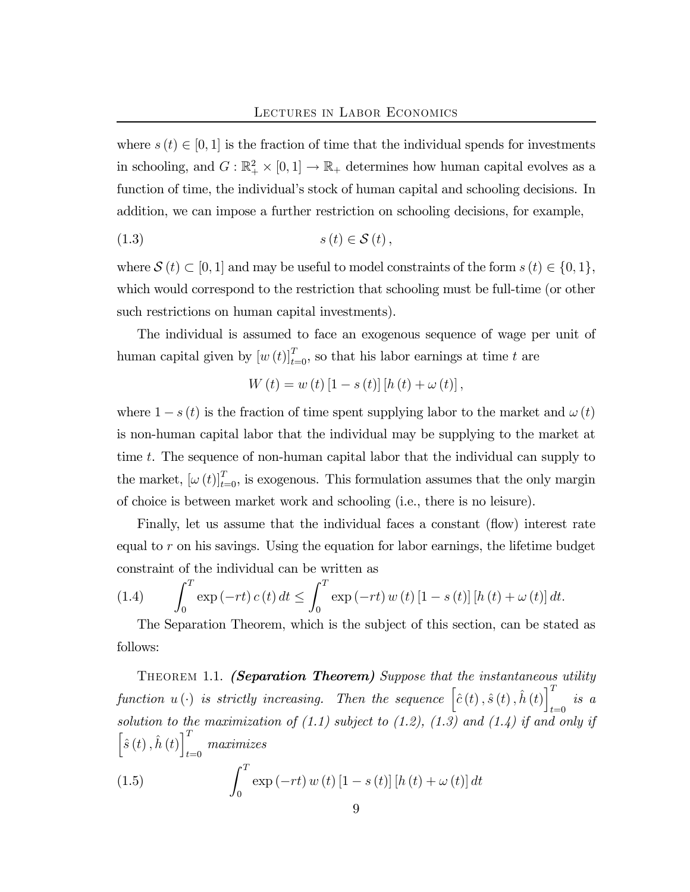where $s(t) \in [0,1]$ is the fraction of time that the individual spends for investments in schooling, and $G : \mathbb{R}_+^2 \times [0,1] \to \mathbb{R}_+$ determines how human capital evolves as a function of time, the individual's stock of human capital and schooling decisions. In addition, we can impose a further restriction on schooling decisions, for example,

$$s(t) \in \mathcal{S}(t), \tag{1.3}$$

where $\mathcal{S}(t) \subset [0,1]$ and may be useful to model constraints of the form $s(t) \in \{0,1\}$, which would correspond to the restriction that schooling must be full-time (or other such restrictions on human capital investments).

The individual is assumed to face an exogenous sequence of wage per unit of human capital given by $[w(t)]_{t=0}^{T}$, so that his labor earnings at time $t$ are

$$W(t) = w(t)[1 - s(t)][h(t) + \omega(t)],$$

where $1 - s(t)$ is the fraction of time spent supplying labor to the market and $\omega(t)$ is non-human capital labor that the individual may be supplying to the market at time $t$. The sequence of non-human capital labor that the individual can supply to the market, $[\omega(t)]_{t=0}^{T}$, is exogenous. This formulation assumes that the only margin of choice is between market work and schooling (i.e., there is no leisure).

Finally, let us assume that the individual faces a constant (flow) interest rate equal to $r$ on his savings. Using the equation for labor earnings, the lifetime budget constraint of the individual can be written as

$$\int_0^T \exp(-rt)\, c(t)\, dt \leq \int_0^T \exp(-rt)\, w(t)[1 - s(t)][h(t) + \omega(t)]\, dt. \tag{1.4}$$

The Separation Theorem, which is the subject of this section, can be stated as follows:

Theorem 1.1. ***(Separation Theorem)*** *Suppose that the instantaneous utility function $u(\cdot)$ is strictly increasing. Then the sequence $\left[\hat{c}(t), \hat{s}(t), \hat{h}(t)\right]_{t=0}^{T}$ is a solution to the maximization of (1.1) subject to (1.2), (1.3) and (1.4) if and only if $\left[\hat{s}(t), \hat{h}(t)\right]_{t=0}^{T}$ maximizes*

$$\int_0^T \exp(-rt)\, w(t)[1 - s(t)][h(t) + \omega(t)]\, dt \tag{1.5}$$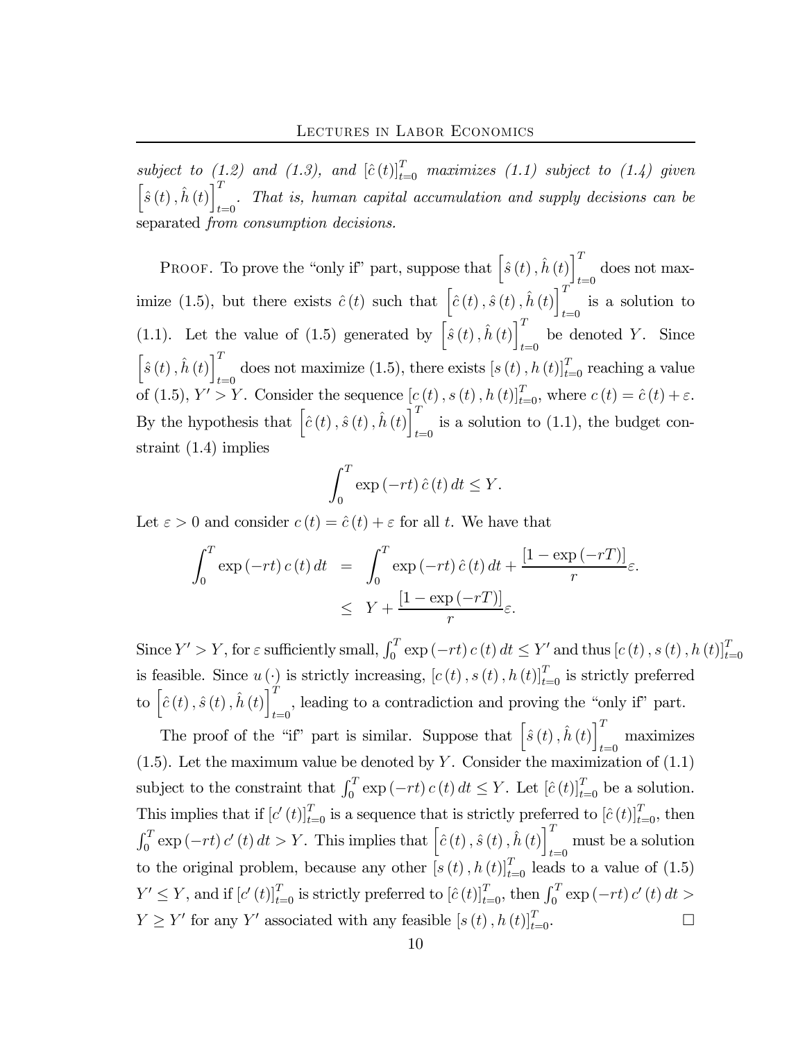*subject to (1.2) and (1.3), and $[\hat{c}(t)]_{t=0}^{T}$ maximizes (1.1) subject to (1.4) given $\left[\hat{s}(t), \hat{h}(t)\right]_{t=0}^{T}$. That is, human capital accumulation and supply decisions can be* separated *from consumption decisions.*

Proof. To prove the "only if" part, suppose that $\left[\hat{s}(t), \hat{h}(t)\right]_{t=0}^{T}$ does not maximize (1.5), but there exists $\hat{c}(t)$ such that $\left[\hat{c}(t), \hat{s}(t), \hat{h}(t)\right]_{t=0}^{T}$ is a solution to (1.1). Let the value of (1.5) generated by $\left[\hat{s}(t), \hat{h}(t)\right]_{t=0}^{T}$ be denoted $Y$. Since $\left[\hat{s}(t), \hat{h}(t)\right]_{t=0}^{T}$ does not maximize (1.5), there exists $[s(t), h(t)]_{t=0}^{T}$ reaching a value of (1.5), $Y' > Y$. Consider the sequence $[c(t), s(t), h(t)]_{t=0}^{T}$, where $c(t) = \hat{c}(t) + \varepsilon$. By the hypothesis that $\left[\hat{c}(t), \hat{s}(t), \hat{h}(t)\right]_{t=0}^{T}$ is a solution to (1.1), the budget constraint (1.4) implies

$$\int_0^T \exp(-rt)\, \hat{c}(t)\, dt \leq Y.$$

Let $\varepsilon > 0$ and consider $c(t) = \hat{c}(t) + \varepsilon$ for all $t$. We have that

$$\begin{aligned}
\int_0^T \exp(-rt)\, c(t)\, dt &= \int_0^T \exp(-rt)\, \hat{c}(t)\, dt + \frac{[1 - \exp(-rT)]}{r}\varepsilon. \\
&\leq Y + \frac{[1 - \exp(-rT)]}{r}\varepsilon.
\end{aligned}$$

Since $Y' > Y$, for $\varepsilon$ sufficiently small, $\int_0^T \exp(-rt)\, c(t)\, dt \leq Y'$ and thus $[c(t), s(t), h(t)]_{t=0}^{T}$ is feasible. Since $u(\cdot)$ is strictly increasing, $[c(t), s(t), h(t)]_{t=0}^{T}$ is strictly preferred to $\left[\hat{c}(t), \hat{s}(t), \hat{h}(t)\right]_{t=0}^{T}$, leading to a contradiction and proving the "only if" part.

The proof of the "if" part is similar. Suppose that $\left[\hat{s}(t), \hat{h}(t)\right]_{t=0}^{T}$ maximizes (1.5). Let the maximum value be denoted by $Y$. Consider the maximization of (1.1) subject to the constraint that $\int_0^T \exp(-rt)\, c(t)\, dt \leq Y$. Let $[\hat{c}(t)]_{t=0}^{T}$ be a solution. This implies that if $[c'(t)]_{t=0}^{T}$ is a sequence that is strictly preferred to $[\hat{c}(t)]_{t=0}^{T}$, then $\int_0^T \exp(-rt)\, c'(t)\, dt > Y$. This implies that $\left[\hat{c}(t), \hat{s}(t), \hat{h}(t)\right]_{t=0}^{T}$ must be a solution to the original problem, because any other $[s(t), h(t)]_{t=0}^{T}$ leads to a value of (1.5) $Y' \leq Y$, and if $[c'(t)]_{t=0}^{T}$ is strictly preferred to $[\hat{c}(t)]_{t=0}^{T}$, then $\int_0^T \exp(-rt)\, c'(t)\, dt > Y \geq Y'$ for any $Y'$ associated with any feasible $[s(t), h(t)]_{t=0}^{T}$. $\square$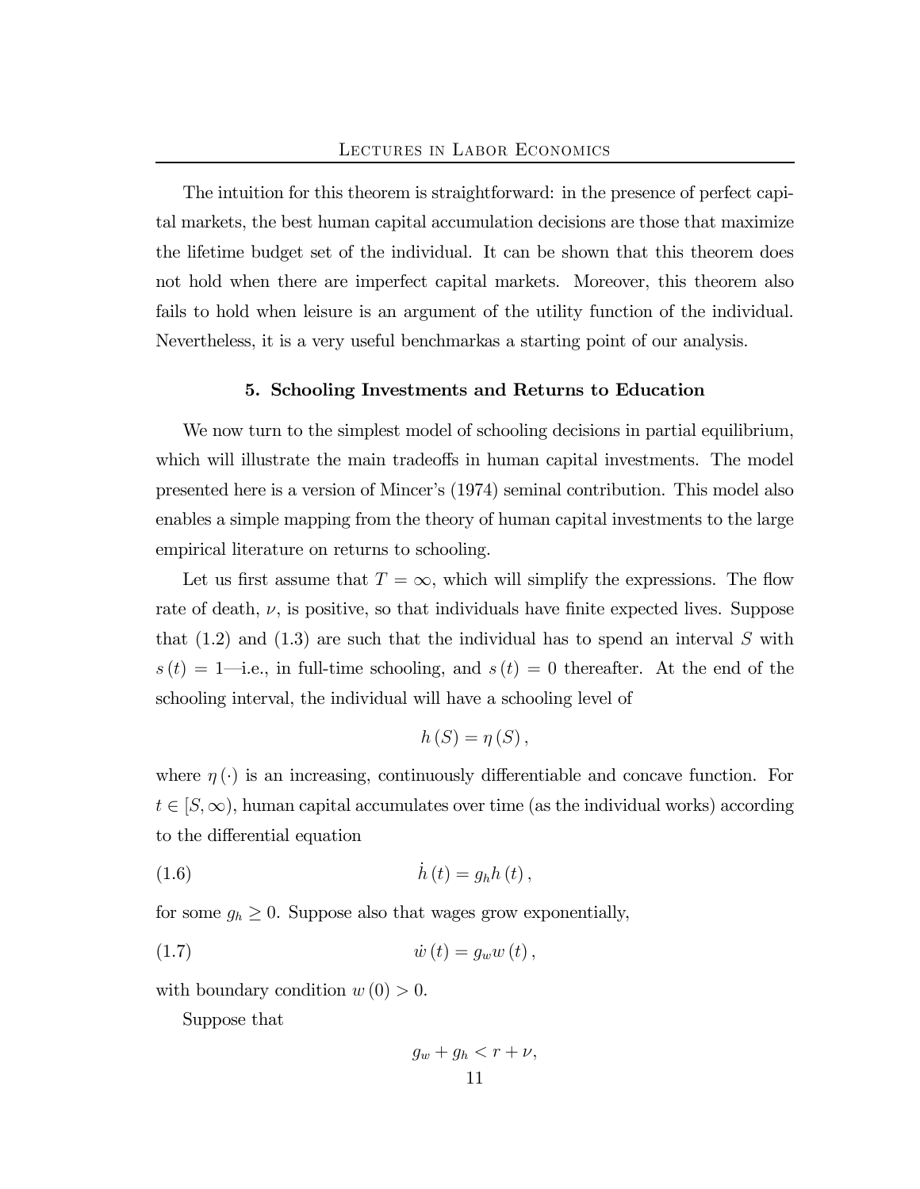The intuition for this theorem is straightforward: in the presence of perfect capital markets, the best human capital accumulation decisions are those that maximize the lifetime budget set of the individual. It can be shown that this theorem does not hold when there are imperfect capital markets. Moreover, this theorem also fails to hold when leisure is an argument of the utility function of the individual. Nevertheless, it is a very useful benchmarkas a starting point of our analysis.

## 5. Schooling Investments and Returns to Education

We now turn to the simplest model of schooling decisions in partial equilibrium, which will illustrate the main tradeoffs in human capital investments. The model presented here is a version of Mincer's (1974) seminal contribution. This model also enables a simple mapping from the theory of human capital investments to the large empirical literature on returns to schooling.

Let us first assume that $T = \infty$, which will simplify the expressions. The flow rate of death, $\nu$, is positive, so that individuals have finite expected lives. Suppose that (1.2) and (1.3) are such that the individual has to spend an interval $S$ with $s(t) = 1$—i.e., in full-time schooling, and $s(t) = 0$ thereafter. At the end of the schooling interval, the individual will have a schooling level of

$$h(S) = \eta(S),$$

where $\eta(\cdot)$ is an increasing, continuously differentiable and concave function. For $t \in [S, \infty)$, human capital accumulates over time (as the individual works) according to the differential equation

$$\dot{h}(t) = g_h h(t), \tag{1.6}$$

for some $g_h \geq 0$. Suppose also that wages grow exponentially,

$$\dot{w}(t) = g_w w(t), \tag{1.7}$$

with boundary condition $w(0) > 0$.

Suppose that

$$g_w + g_h < r + \nu,$$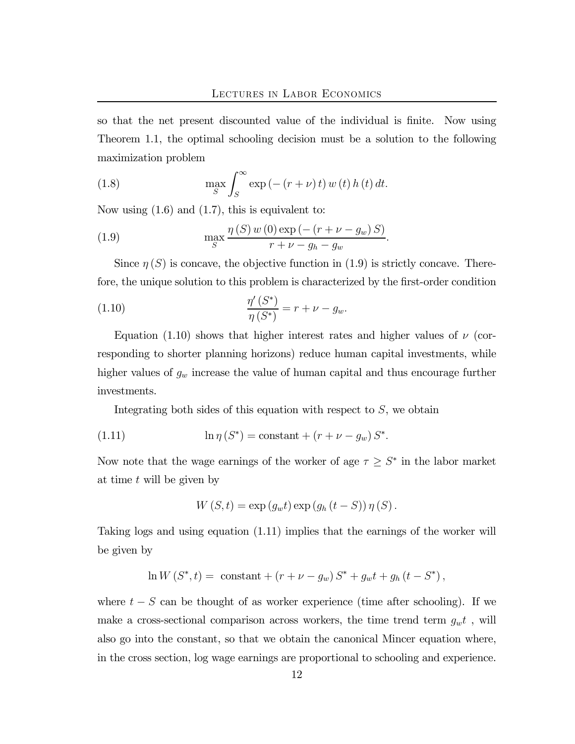so that the net present discounted value of the individual is finite. Now using Theorem 1.1, the optimal schooling decision must be a solution to the following maximization problem

$$\max_{S} \int_{S}^{\infty} \exp\left(-\left(r+\nu\right)t\right) w\left(t\right) h\left(t\right) dt. \tag{1.8}$$

Now using (1.6) and (1.7), this is equivalent to:

$$\max_{S} \frac{\eta\left(S\right) w\left(0\right) \exp\left(-\left(r+\nu-g_w\right)S\right)}{r+\nu-g_h-g_w}. \tag{1.9}$$

Since $\eta(S)$ is concave, the objective function in (1.9) is strictly concave. Therefore, the unique solution to this problem is characterized by the first-order condition

$$\frac{\eta'\left(S^*\right)}{\eta\left(S^*\right)} = r+\nu-g_w. \tag{1.10}$$

Equation (1.10) shows that higher interest rates and higher values of $\nu$ (corresponding to shorter planning horizons) reduce human capital investments, while higher values of $g_w$ increase the value of human capital and thus encourage further investments.

Integrating both sides of this equation with respect to $S$, we obtain

$$\ln \eta\left(S^*\right) = \text{constant} + \left(r+\nu-g_w\right)S^*. \tag{1.11}$$

Now note that the wage earnings of the worker of age $\tau \geq S^*$ in the labor market at time $t$ will be given by

$$W\left(S,t\right) = \exp\left(g_w t\right) \exp\left(g_h\left(t-S\right)\right) \eta\left(S\right).$$

Taking logs and using equation (1.11) implies that the earnings of the worker will be given by

$$\ln W\left(S^*,t\right) = \text{ constant} + \left(r+\nu-g_w\right)S^* + g_w t + g_h\left(t-S^*\right),$$

where $t-S$ can be thought of as worker experience (time after schooling). If we make a cross-sectional comparison across workers, the time trend term $g_w t$ , will also go into the constant, so that we obtain the canonical Mincer equation where, in the cross section, log wage earnings are proportional to schooling and experience.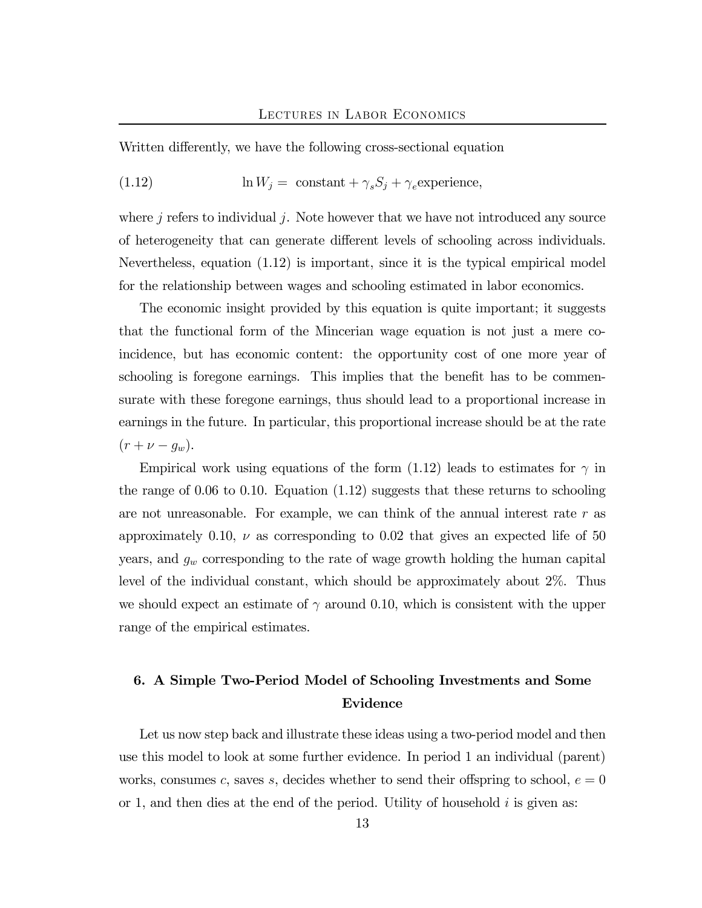Written differently, we have the following cross-sectional equation

$$\ln W_j = \text{ constant} + \gamma_s S_j + \gamma_e \text{experience}, \tag{1.12}$$

where $j$ refers to individual $j$. Note however that we have not introduced any source of heterogeneity that can generate different levels of schooling across individuals. Nevertheless, equation (1.12) is important, since it is the typical empirical model for the relationship between wages and schooling estimated in labor economics.

The economic insight provided by this equation is quite important; it suggests that the functional form of the Mincerian wage equation is not just a mere coincidence, but has economic content: the opportunity cost of one more year of schooling is foregone earnings. This implies that the benefit has to be commensurate with these foregone earnings, thus should lead to a proportional increase in earnings in the future. In particular, this proportional increase should be at the rate $(r + \nu - g_w)$.

Empirical work using equations of the form (1.12) leads to estimates for $\gamma$ in the range of 0.06 to 0.10. Equation (1.12) suggests that these returns to schooling are not unreasonable. For example, we can think of the annual interest rate $r$ as approximately 0.10, $\nu$ as corresponding to 0.02 that gives an expected life of 50 years, and $g_w$ corresponding to the rate of wage growth holding the human capital level of the individual constant, which should be approximately about 2%. Thus we should expect an estimate of $\gamma$ around 0.10, which is consistent with the upper range of the empirical estimates.

## 6. A Simple Two-Period Model of Schooling Investments and Some Evidence

Let us now step back and illustrate these ideas using a two-period model and then use this model to look at some further evidence. In period 1 an individual (parent) works, consumes $c$, saves $s$, decides whether to send their offspring to school, $e = 0$ or 1, and then dies at the end of the period. Utility of household $i$ is given as: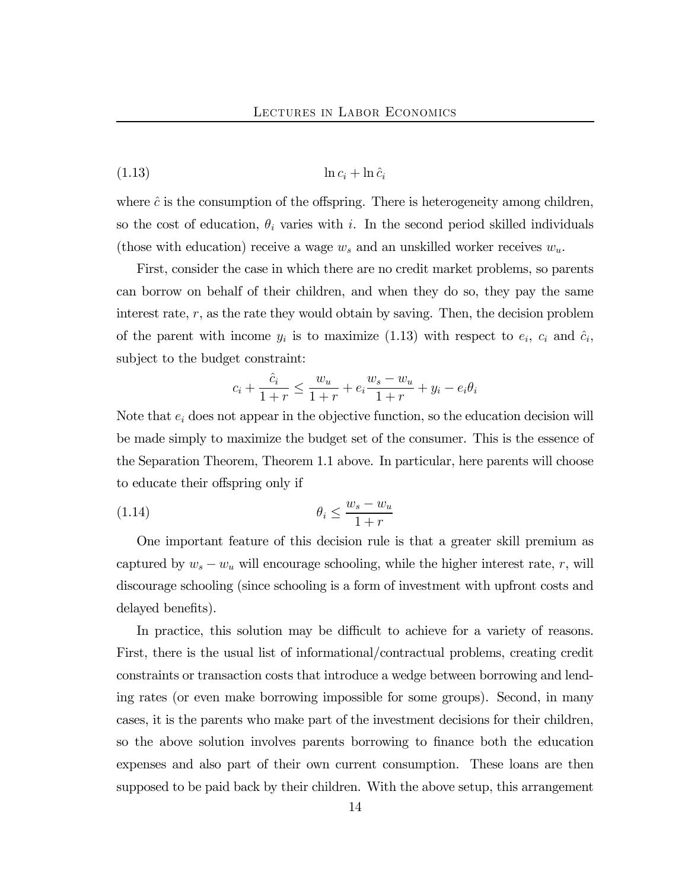$$\ln c_i + \ln \hat{c}_i \tag{1.13}$$

where $\hat{c}$ is the consumption of the offspring. There is heterogeneity among children, so the cost of education, $\theta_i$ varies with $i$. In the second period skilled individuals (those with education) receive a wage $w_s$ and an unskilled worker receives $w_u$.

First, consider the case in which there are no credit market problems, so parents can borrow on behalf of their children, and when they do so, they pay the same interest rate, $r$, as the rate they would obtain by saving. Then, the decision problem of the parent with income $y_i$ is to maximize (1.13) with respect to $e_i$, $c_i$ and $\hat{c}_i$, subject to the budget constraint:

$$c_i + \frac{\hat{c}_i}{1+r} \leq \frac{w_u}{1+r} + e_i \frac{w_s - w_u}{1+r} + y_i - e_i \theta_i$$

Note that $e_i$ does not appear in the objective function, so the education decision will be made simply to maximize the budget set of the consumer. This is the essence of the Separation Theorem, Theorem 1.1 above. In particular, here parents will choose to educate their offspring only if

$$\theta_i \leq \frac{w_s - w_u}{1+r} \tag{1.14}$$

One important feature of this decision rule is that a greater skill premium as captured by $w_s - w_u$ will encourage schooling, while the higher interest rate, $r$, will discourage schooling (since schooling is a form of investment with upfront costs and delayed benefits).

In practice, this solution may be difficult to achieve for a variety of reasons. First, there is the usual list of informational/contractual problems, creating credit constraints or transaction costs that introduce a wedge between borrowing and lending rates (or even make borrowing impossible for some groups). Second, in many cases, it is the parents who make part of the investment decisions for their children, so the above solution involves parents borrowing to finance both the education expenses and also part of their own current consumption. These loans are then supposed to be paid back by their children. With the above setup, this arrangement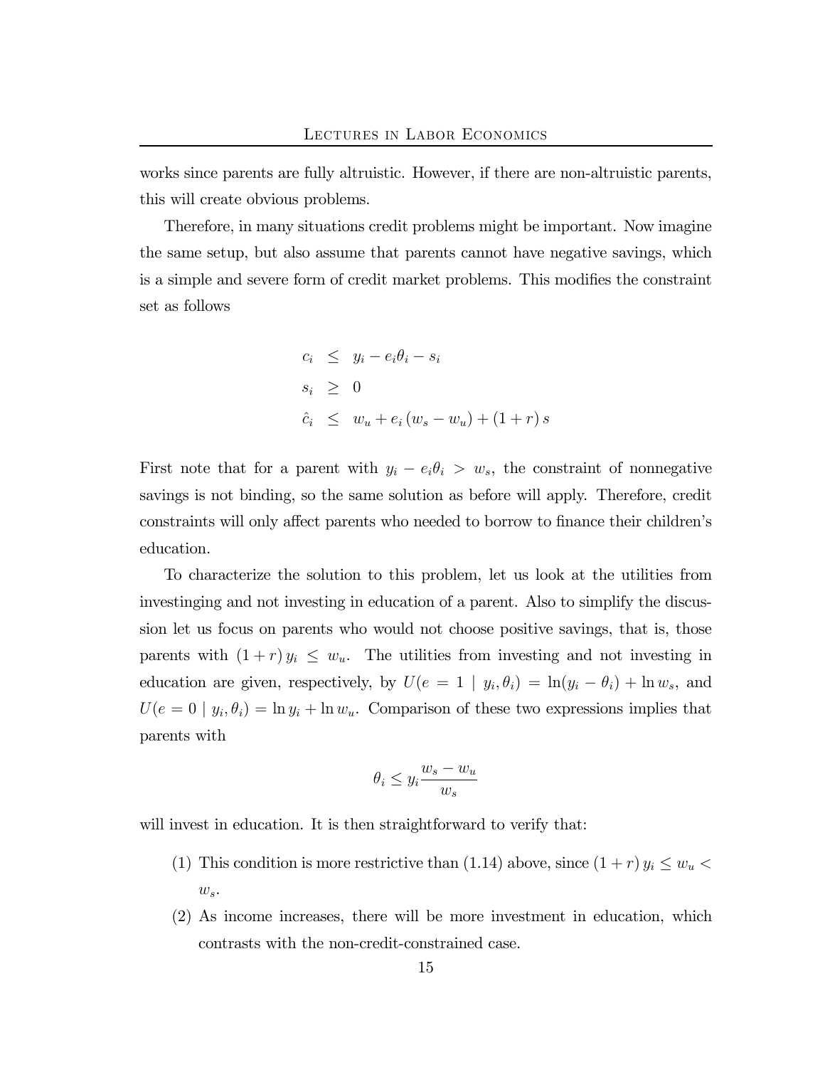works since parents are fully altruistic. However, if there are non-altruistic parents, this will create obvious problems.

Therefore, in many situations credit problems might be important. Now imagine the same setup, but also assume that parents cannot have negative savings, which is a simple and severe form of credit market problems. This modifies the constraint set as follows

$$
\begin{aligned}
c_i &\leq y_i - e_i\theta_i - s_i \\
s_i &\geq 0 \\
\hat{c}_i &\leq w_u + e_i\left(w_s - w_u\right) + (1+r)\,s
\end{aligned}
$$

First note that for a parent with $y_i - e_i\theta_i > w_s$, the constraint of nonnegative savings is not binding, so the same solution as before will apply. Therefore, credit constraints will only affect parents who needed to borrow to finance their children's education.

To characterize the solution to this problem, let us look at the utilities from investinging and not investing in education of a parent. Also to simplify the discussion let us focus on parents who would not choose positive savings, that is, those parents with $(1+r)\,y_i \leq w_u$. The utilities from investing and not investing in education are given, respectively, by $U(e = 1 \mid y_i, \theta_i) = \ln(y_i - \theta_i) + \ln w_s$, and $U(e = 0 \mid y_i, \theta_i) = \ln y_i + \ln w_u$. Comparison of these two expressions implies that parents with

$$
\theta_i \leq y_i \frac{w_s - w_u}{w_s}
$$

will invest in education. It is then straightforward to verify that:

(1) This condition is more restrictive than (1.14) above, since $(1+r)\,y_i \leq w_u < w_s$.

(2) As income increases, there will be more investment in education, which contrasts with the non-credit-constrained case.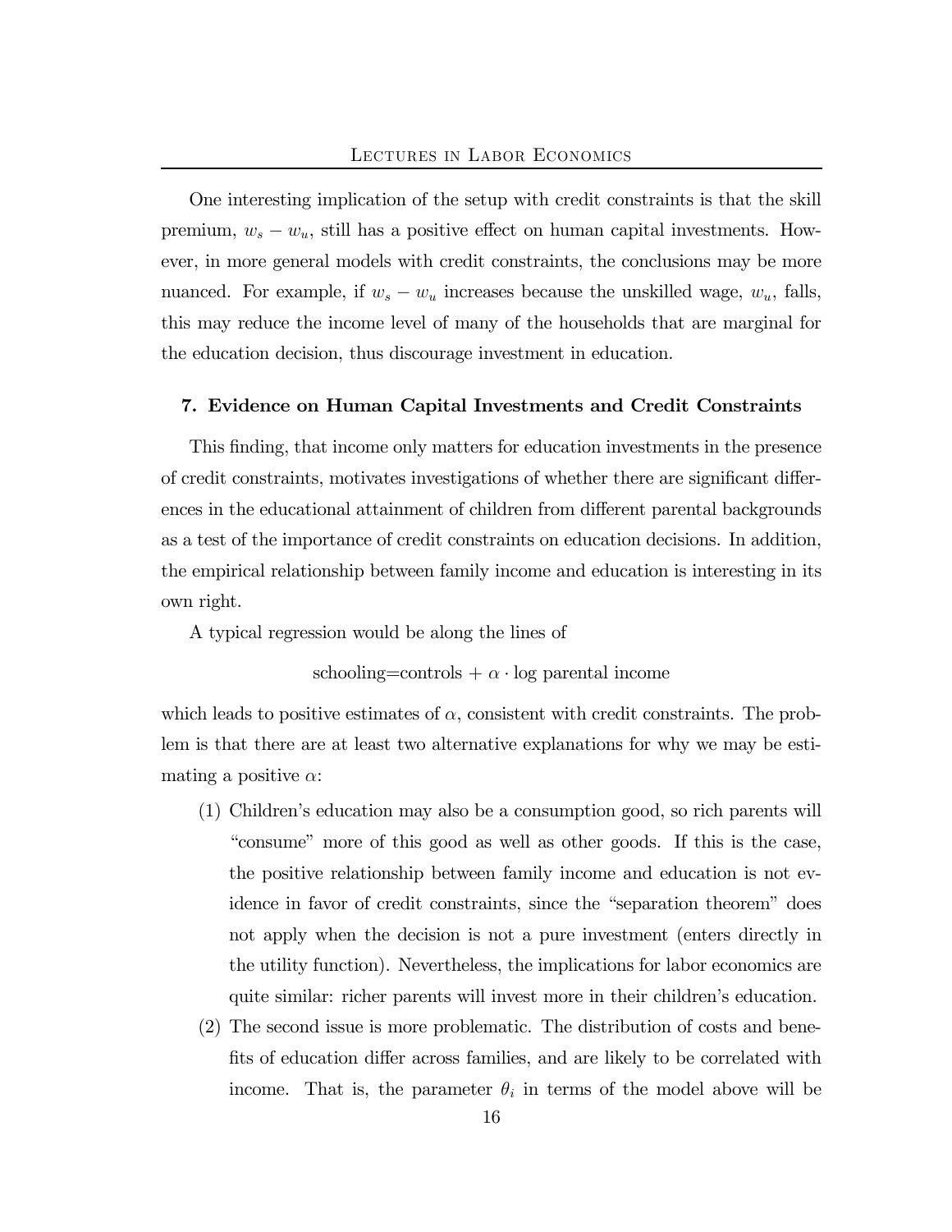One interesting implication of the setup with credit constraints is that the skill premium, $w_s - w_u$, still has a positive effect on human capital investments. However, in more general models with credit constraints, the conclusions may be more nuanced. For example, if $w_s - w_u$ increases because the unskilled wage, $w_u$, falls, this may reduce the income level of many of the households that are marginal for the education decision, thus discourage investment in education.

## 7. Evidence on Human Capital Investments and Credit Constraints

This finding, that income only matters for education investments in the presence of credit constraints, motivates investigations of whether there are significant differences in the educational attainment of children from different parental backgrounds as a test of the importance of credit constraints on education decisions. In addition, the empirical relationship between family income and education is interesting in its own right.

A typical regression would be along the lines of

$$\text{schooling} = \text{controls} + \alpha \cdot \log \text{ parental income}$$

which leads to positive estimates of $\alpha$, consistent with credit constraints. The problem is that there are at least two alternative explanations for why we may be estimating a positive $\alpha$:

(1) Children's education may also be a consumption good, so rich parents will "consume" more of this good as well as other goods. If this is the case, the positive relationship between family income and education is not evidence in favor of credit constraints, since the "separation theorem" does not apply when the decision is not a pure investment (enters directly in the utility function). Nevertheless, the implications for labor economics are quite similar: richer parents will invest more in their children's education.

(2) The second issue is more problematic. The distribution of costs and benefits of education differ across families, and are likely to be correlated with income. That is, the parameter $\theta_i$ in terms of the model above will be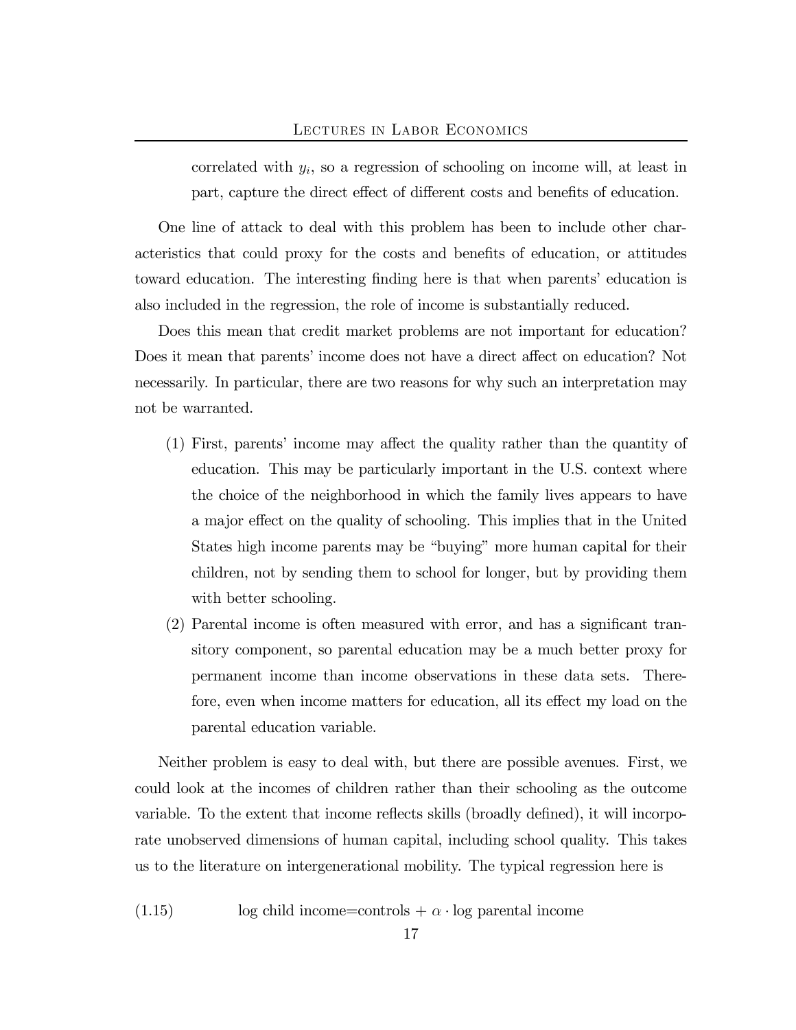correlated with $y_i$, so a regression of schooling on income will, at least in part, capture the direct effect of different costs and benefits of education.

One line of attack to deal with this problem has been to include other characteristics that could proxy for the costs and benefits of education, or attitudes toward education. The interesting finding here is that when parents' education is also included in the regression, the role of income is substantially reduced.

Does this mean that credit market problems are not important for education? Does it mean that parents' income does not have a direct affect on education? Not necessarily. In particular, there are two reasons for why such an interpretation may not be warranted.

(1) First, parents' income may affect the quality rather than the quantity of education. This may be particularly important in the U.S. context where the choice of the neighborhood in which the family lives appears to have a major effect on the quality of schooling. This implies that in the United States high income parents may be "buying" more human capital for their children, not by sending them to school for longer, but by providing them with better schooling.

(2) Parental income is often measured with error, and has a significant transitory component, so parental education may be a much better proxy for permanent income than income observations in these data sets. Therefore, even when income matters for education, all its effect my load on the parental education variable.

Neither problem is easy to deal with, but there are possible avenues. First, we could look at the incomes of children rather than their schooling as the outcome variable. To the extent that income reflects skills (broadly defined), it will incorporate unobserved dimensions of human capital, including school quality. This takes us to the literature on intergenerational mobility. The typical regression here is

$$\text{log child income} = \text{controls} + \alpha \cdot \text{log parental income} \tag{1.15}$$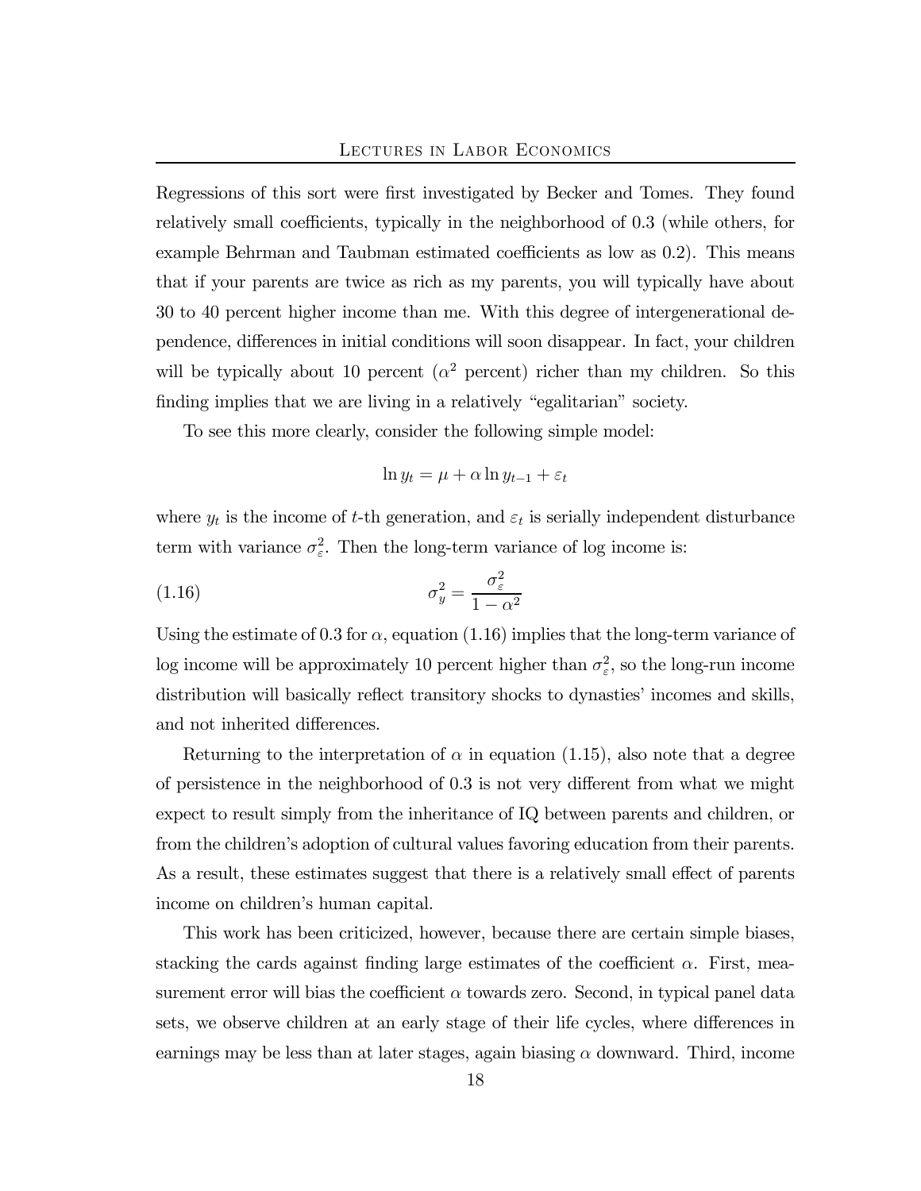Regressions of this sort were first investigated by Becker and Tomes. They found relatively small coefficients, typically in the neighborhood of 0.3 (while others, for example Behrman and Taubman estimated coefficients as low as 0.2). This means that if your parents are twice as rich as my parents, you will typically have about 30 to 40 percent higher income than me. With this degree of intergenerational dependence, differences in initial conditions will soon disappear. In fact, your children will be typically about 10 percent ($\alpha^2$ percent) richer than my children. So this finding implies that we are living in a relatively "egalitarian" society.

To see this more clearly, consider the following simple model:

$$\ln y_t = \mu + \alpha \ln y_{t-1} + \varepsilon_t$$

where $y_t$ is the income of $t$-th generation, and $\varepsilon_t$ is serially independent disturbance term with variance $\sigma_\varepsilon^2$. Then the long-term variance of log income is:

$$\sigma_y^2 = \frac{\sigma_\varepsilon^2}{1 - \alpha^2} \tag{1.16}$$

Using the estimate of 0.3 for $\alpha$, equation (1.16) implies that the long-term variance of log income will be approximately 10 percent higher than $\sigma_\varepsilon^2$, so the long-run income distribution will basically reflect transitory shocks to dynasties' incomes and skills, and not inherited differences.

Returning to the interpretation of $\alpha$ in equation (1.15), also note that a degree of persistence in the neighborhood of 0.3 is not very different from what we might expect to result simply from the inheritance of IQ between parents and children, or from the children's adoption of cultural values favoring education from their parents. As a result, these estimates suggest that there is a relatively small effect of parents income on children's human capital.

This work has been criticized, however, because there are certain simple biases, stacking the cards against finding large estimates of the coefficient $\alpha$. First, measurement error will bias the coefficient $\alpha$ towards zero. Second, in typical panel data sets, we observe children at an early stage of their life cycles, where differences in earnings may be less than at later stages, again biasing $\alpha$ downward. Third, income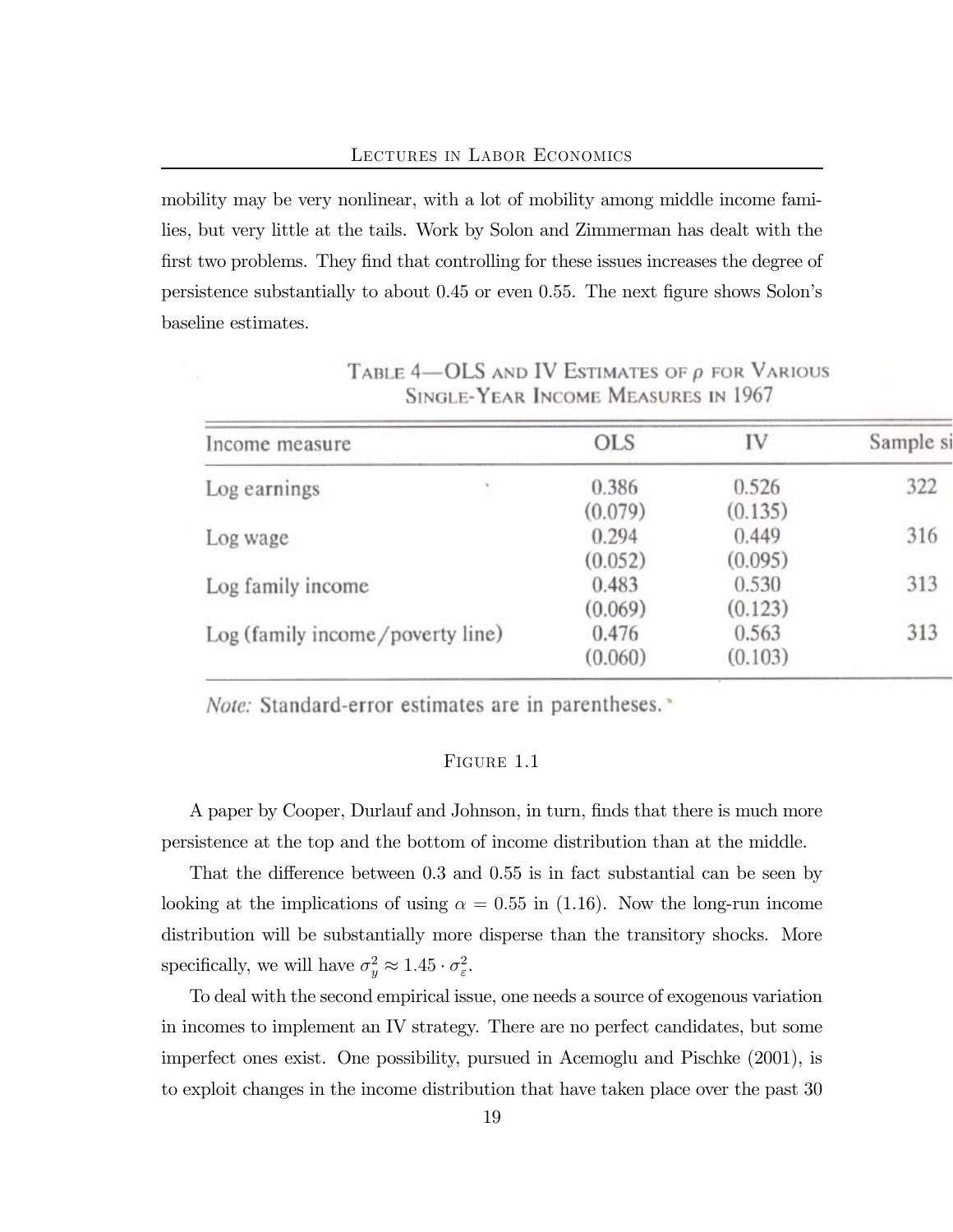mobility may be very nonlinear, with a lot of mobility among middle income families, but very little at the tails. Work by Solon and Zimmerman has dealt with the first two problems. They find that controlling for these issues increases the degree of persistence substantially to about 0.45 or even 0.55. The next figure shows Solon's baseline estimates.

TABLE 4—OLS AND IV ESTIMATES OF $\rho$ FOR VARIOUS SINGLE-YEAR INCOME MEASURES IN 1967

| Income measure | OLS | IV | Sample si |
|---|---|---|---|
| Log earnings | 0.386 | 0.526 | 322 |
| | (0.079) | (0.135) | |
| Log wage | 0.294 | 0.449 | 316 |
| | (0.052) | (0.095) | |
| Log family income | 0.483 | 0.530 | 313 |
| | (0.069) | (0.123) | |
| Log (family income/poverty line) | 0.476 | 0.563 | 313 |
| | (0.060) | (0.103) | |

*Note:* Standard-error estimates are in parentheses.

FIGURE 1.1

A paper by Cooper, Durlauf and Johnson, in turn, finds that there is much more persistence at the top and the bottom of income distribution than at the middle.

That the difference between 0.3 and 0.55 is in fact substantial can be seen by looking at the implications of using $\alpha = 0.55$ in (1.16). Now the long-run income distribution will be substantially more disperse than the transitory shocks. More specifically, we will have $\sigma_y^2 \approx 1.45 \cdot \sigma_\varepsilon^2$.

To deal with the second empirical issue, one needs a source of exogenous variation in incomes to implement an IV strategy. There are no perfect candidates, but some imperfect ones exist. One possibility, pursued in Acemoglu and Pischke (2001), is to exploit changes in the income distribution that have taken place over the past 30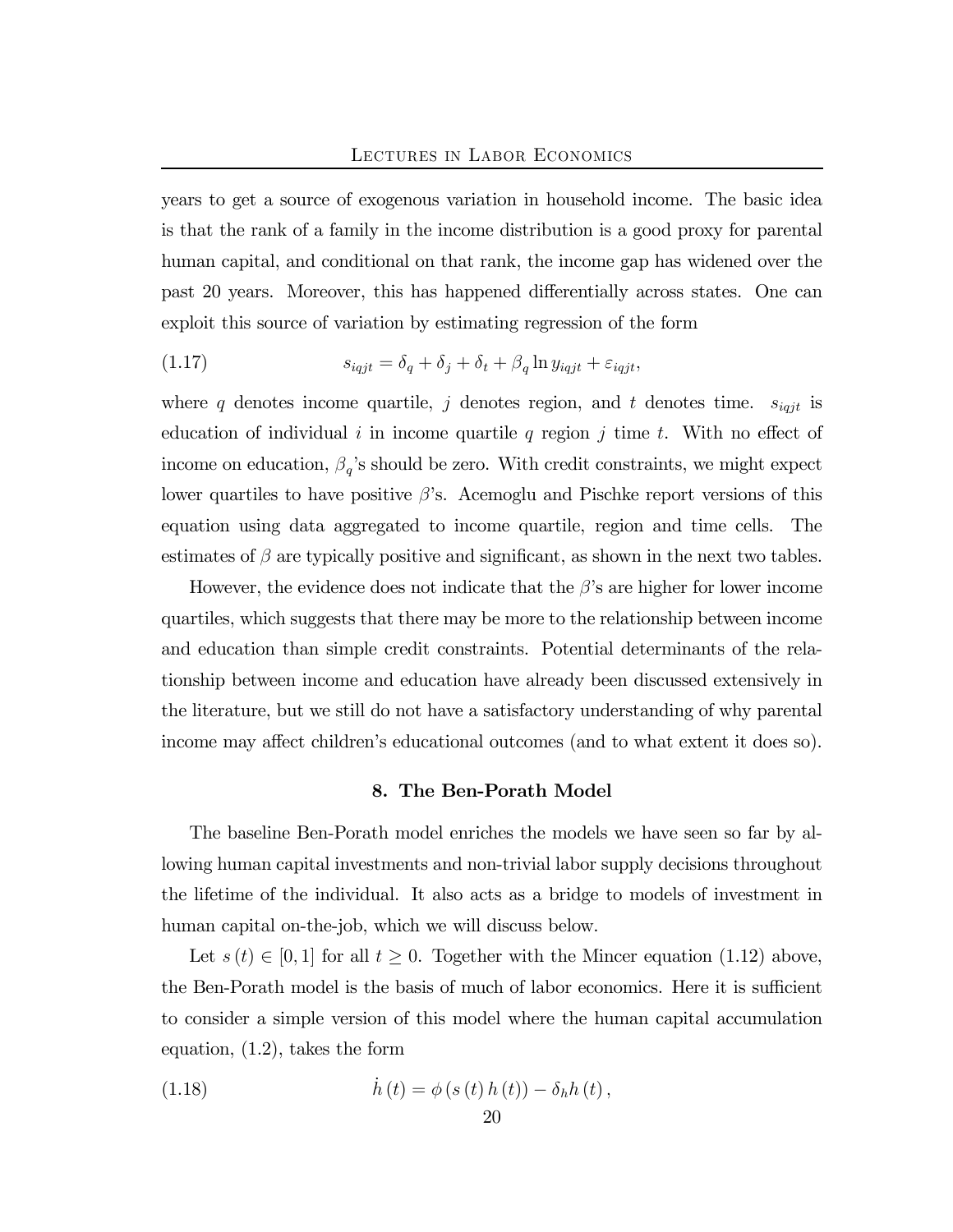years to get a source of exogenous variation in household income. The basic idea is that the rank of a family in the income distribution is a good proxy for parental human capital, and conditional on that rank, the income gap has widened over the past 20 years. Moreover, this has happened differentially across states. One can exploit this source of variation by estimating regression of the form

$$s_{iqjt} = \delta_q + \delta_j + \delta_t + \beta_q \ln y_{iqjt} + \varepsilon_{iqjt}, \tag{1.17}$$

where $q$ denotes income quartile, $j$ denotes region, and $t$ denotes time. $s_{iqjt}$ is education of individual $i$ in income quartile $q$ region $j$ time $t$. With no effect of income on education, $\beta_q$'s should be zero. With credit constraints, we might expect lower quartiles to have positive $\beta$'s. Acemoglu and Pischke report versions of this equation using data aggregated to income quartile, region and time cells. The estimates of $\beta$ are typically positive and significant, as shown in the next two tables.

However, the evidence does not indicate that the $\beta$'s are higher for lower income quartiles, which suggests that there may be more to the relationship between income and education than simple credit constraints. Potential determinants of the relationship between income and education have already been discussed extensively in the literature, but we still do not have a satisfactory understanding of why parental income may affect children's educational outcomes (and to what extent it does so).

## 8. The Ben-Porath Model

The baseline Ben-Porath model enriches the models we have seen so far by allowing human capital investments and non-trivial labor supply decisions throughout the lifetime of the individual. It also acts as a bridge to models of investment in human capital on-the-job, which we will discuss below.

Let $s(t) \in [0,1]$ for all $t \geq 0$. Together with the Mincer equation (1.12) above, the Ben-Porath model is the basis of much of labor economics. Here it is sufficient to consider a simple version of this model where the human capital accumulation equation, (1.2), takes the form

$$\dot{h}(t) = \phi(s(t)\,h(t)) - \delta_h h(t), \tag{1.18}$$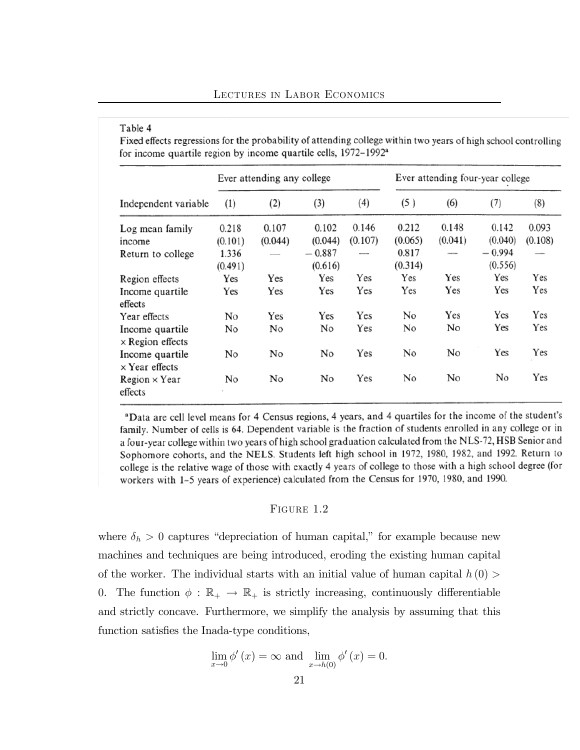Table 4

Fixed effects regressions for the probability of attending college within two years of high school controlling for income quartile region by income quartile cells, 1972–1992[a]

| | Ever attending any college | | | | Ever attending four-year college | | | |
|---|---|---|---|---|---|---|---|---|
| Independent variable | (1) | (2) | (3) | (4) | (5) | (6) | (7) | (8) |
| Log mean family income | 0.218 (0.101) | 0.107 (0.044) | 0.102 (0.044) | 0.146 (0.107) | 0.212 (0.065) | 0.148 (0.041) | 0.142 (0.040) | 0.093 (0.108) |
| Return to college | 1.336 (0.491) | — | − 0.887 (0.616) | — | 0.817 (0.314) | — | − 0.994 (0.556) | — |
| Region effects | Yes | Yes | Yes | Yes | Yes | Yes | Yes | Yes |
| Income quartile effects | Yes | Yes | Yes | Yes | Yes | Yes | Yes | Yes |
| Year effects | No | Yes | Yes | Yes | No | Yes | Yes | Yes |
| Income quartile × Region effects | No | No | No | Yes | No | No | Yes | Yes |
| Income quartile × Year effects | No | No | No | Yes | No | No | Yes | Yes |
| Region × Year effects | No | No | No | Yes | No | No | No | Yes |

[a]Data are cell level means for 4 Census regions, 4 years, and 4 quartiles for the income of the student's family. Number of cells is 64. Dependent variable is the fraction of students enrolled in any college or in a four-year college within two years of high school graduation calculated from the NLS-72, HSB Senior and Sophomore cohorts, and the NELS. Students left high school in 1972, 1980, 1982, and 1992. Return to college is the relative wage of those with exactly 4 years of college to those with a high school degree (for workers with 1–5 years of experience) calculated from the Census for 1970, 1980, and 1990.

Figure 1.2

where $\delta_h > 0$ captures "depreciation of human capital," for example because new machines and techniques are being introduced, eroding the existing human capital of the worker. The individual starts with an initial value of human capital $h(0) > 0$. The function $\phi : \mathbb{R}_+ \to \mathbb{R}_+$ is strictly increasing, continuously differentiable and strictly concave. Furthermore, we simplify the analysis by assuming that this function satisfies the Inada-type conditions,

$$\lim_{x \to 0} \phi'(x) = \infty \text{ and } \lim_{x \to h(0)} \phi'(x) = 0.$$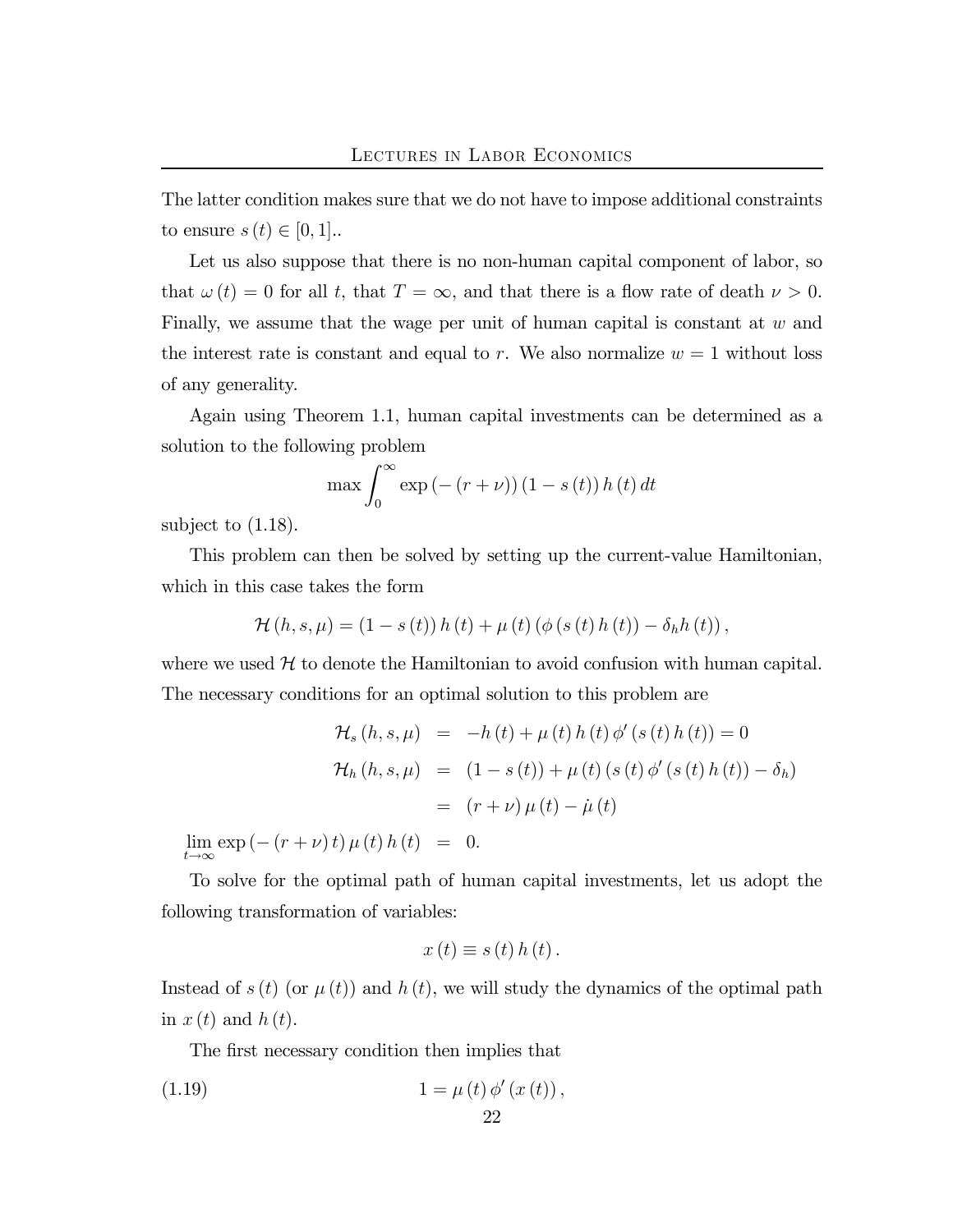The latter condition makes sure that we do not have to impose additional constraints to ensure $s(t) \in [0,1]$..

Let us also suppose that there is no non-human capital component of labor, so that $\omega(t) = 0$ for all $t$, that $T = \infty$, and that there is a flow rate of death $\nu > 0$. Finally, we assume that the wage per unit of human capital is constant at $w$ and the interest rate is constant and equal to $r$. We also normalize $w = 1$ without loss of any generality.

Again using Theorem 1.1, human capital investments can be determined as a solution to the following problem

$$\max \int_0^\infty \exp\left(-(r+\nu)\right)(1-s(t))\,h(t)\,dt$$

subject to (1.18).

This problem can then be solved by setting up the current-value Hamiltonian, which in this case takes the form

$$\mathcal{H}(h,s,\mu) = (1-s(t))\,h(t) + \mu(t)\left(\phi(s(t)\,h(t)) - \delta_h h(t)\right),$$

where we used $\mathcal{H}$ to denote the Hamiltonian to avoid confusion with human capital. The necessary conditions for an optimal solution to this problem are

$$\begin{aligned}
\mathcal{H}_s(h,s,\mu) &= -h(t) + \mu(t)\,h(t)\,\phi'(s(t)\,h(t)) = 0 \\
\mathcal{H}_h(h,s,\mu) &= (1-s(t)) + \mu(t)\left(s(t)\,\phi'(s(t)\,h(t)) - \delta_h\right) \\
&= (r+\nu)\,\mu(t) - \dot{\mu}(t) \\
\lim_{t\to\infty} \exp\left(-(r+\nu)\,t\right)\mu(t)\,h(t) &= 0.
\end{aligned}$$

To solve for the optimal path of human capital investments, let us adopt the following transformation of variables:

$$x(t) \equiv s(t)\,h(t).$$

Instead of $s(t)$ (or $\mu(t)$) and $h(t)$, we will study the dynamics of the optimal path in $x(t)$ and $h(t)$.

The first necessary condition then implies that

$$1 = \mu(t)\,\phi'(x(t)), \tag{1.19}$$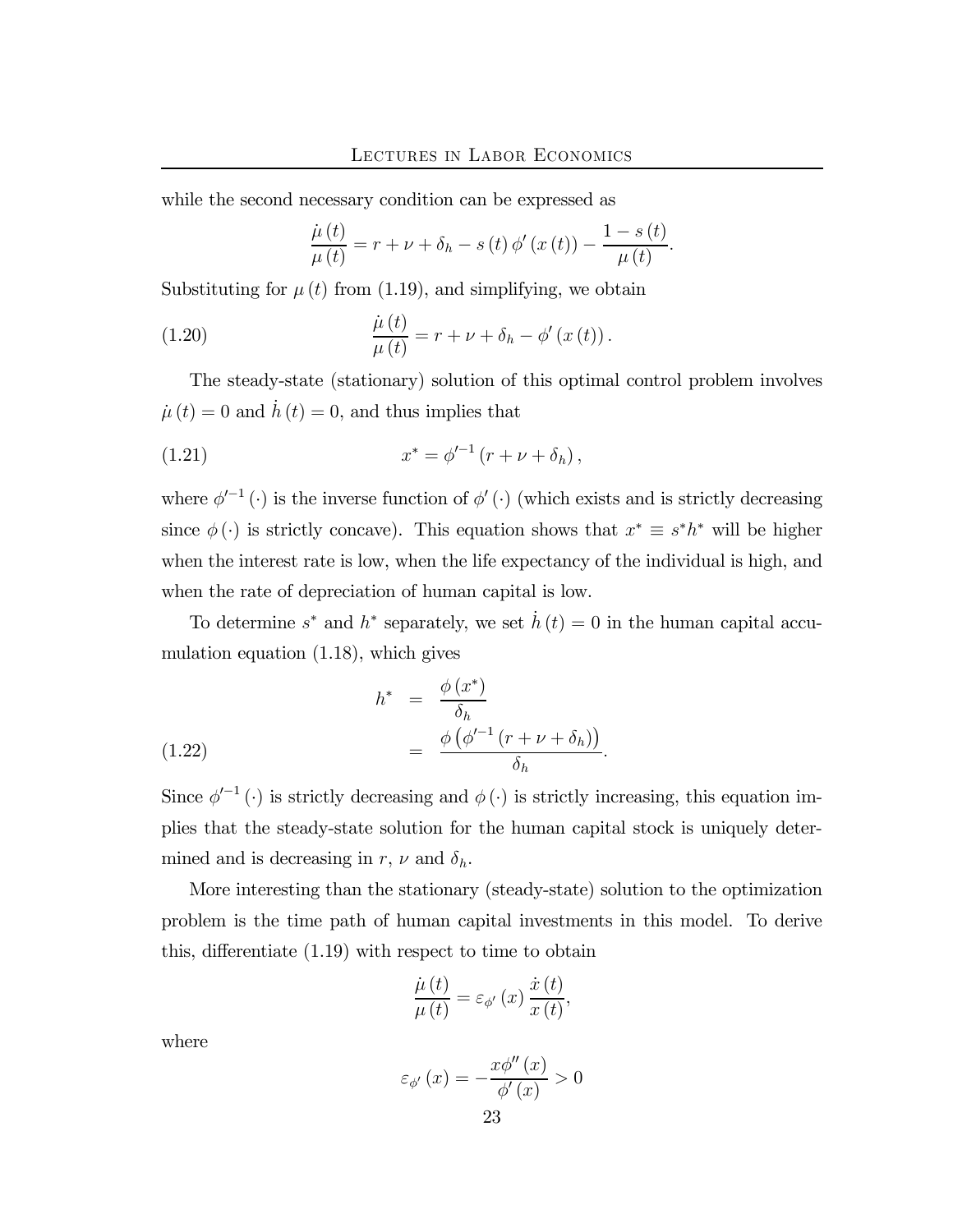while the second necessary condition can be expressed as

$$\frac{\dot{\mu}(t)}{\mu(t)} = r + \nu + \delta_h - s(t)\,\phi'(x(t)) - \frac{1 - s(t)}{\mu(t)}.$$

Substituting for $\mu(t)$ from (1.19), and simplifying, we obtain

$$\frac{\dot{\mu}(t)}{\mu(t)} = r + \nu + \delta_h - \phi'(x(t)). \tag{1.20}$$

The steady-state (stationary) solution of this optimal control problem involves $\dot{\mu}(t) = 0$ and $\dot{h}(t) = 0$, and thus implies that

$$x^* = \phi'^{-1}(r + \nu + \delta_h), \tag{1.21}$$

where $\phi'^{-1}(\cdot)$ is the inverse function of $\phi'(\cdot)$ (which exists and is strictly decreasing since $\phi(\cdot)$ is strictly concave). This equation shows that $x^* \equiv s^* h^*$ will be higher when the interest rate is low, when the life expectancy of the individual is high, and when the rate of depreciation of human capital is low.

To determine $s^*$ and $h^*$ separately, we set $\dot{h}(t) = 0$ in the human capital accumulation equation (1.18), which gives

$$\begin{aligned} h^* &= \frac{\phi(x^*)}{\delta_h} \\ &= \frac{\phi\left(\phi'^{-1}(r + \nu + \delta_h)\right)}{\delta_h}. \end{aligned} \tag{1.22}$$

Since $\phi'^{-1}(\cdot)$ is strictly decreasing and $\phi(\cdot)$ is strictly increasing, this equation implies that the steady-state solution for the human capital stock is uniquely determined and is decreasing in $r$, $\nu$ and $\delta_h$.

More interesting than the stationary (steady-state) solution to the optimization problem is the time path of human capital investments in this model. To derive this, differentiate (1.19) with respect to time to obtain

$$\frac{\dot{\mu}(t)}{\mu(t)} = \varepsilon_{\phi'}(x)\,\frac{\dot{x}(t)}{x(t)},$$

where

$$\varepsilon_{\phi'}(x) = -\frac{x\phi''(x)}{\phi'(x)} > 0$$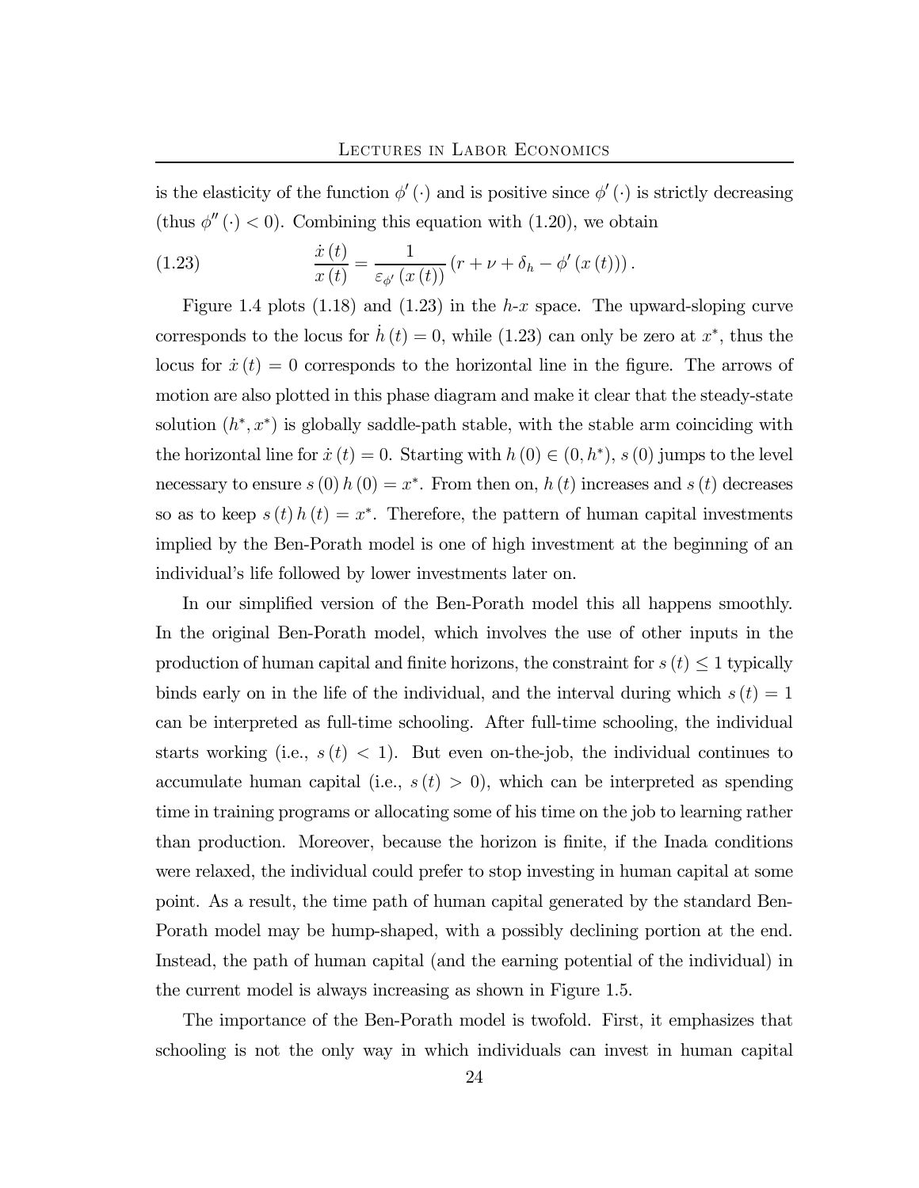is the elasticity of the function $\phi'(\cdot)$ and is positive since $\phi'(\cdot)$ is strictly decreasing (thus $\phi''(\cdot) < 0$). Combining this equation with (1.20), we obtain

$$\frac{\dot{x}(t)}{x(t)} = \frac{1}{\varepsilon_{\phi'}(x(t))}\left(r + \nu + \delta_h - \phi'(x(t))\right). \tag{1.23}$$

Figure 1.4 plots (1.18) and (1.23) in the $h$-$x$ space. The upward-sloping curve corresponds to the locus for $\dot{h}(t) = 0$, while (1.23) can only be zero at $x^*$, thus the locus for $\dot{x}(t) = 0$ corresponds to the horizontal line in the figure. The arrows of motion are also plotted in this phase diagram and make it clear that the steady-state solution $(h^*, x^*)$ is globally saddle-path stable, with the stable arm coinciding with the horizontal line for $\dot{x}(t) = 0$. Starting with $h(0) \in (0, h^*)$, $s(0)$ jumps to the level necessary to ensure $s(0)h(0) = x^*$. From then on, $h(t)$ increases and $s(t)$ decreases so as to keep $s(t)h(t) = x^*$. Therefore, the pattern of human capital investments implied by the Ben-Porath model is one of high investment at the beginning of an individual's life followed by lower investments later on.

In our simplified version of the Ben-Porath model this all happens smoothly. In the original Ben-Porath model, which involves the use of other inputs in the production of human capital and finite horizons, the constraint for $s(t) \leq 1$ typically binds early on in the life of the individual, and the interval during which $s(t) = 1$ can be interpreted as full-time schooling. After full-time schooling, the individual starts working (i.e., $s(t) < 1$). But even on-the-job, the individual continues to accumulate human capital (i.e., $s(t) > 0$), which can be interpreted as spending time in training programs or allocating some of his time on the job to learning rather than production. Moreover, because the horizon is finite, if the Inada conditions were relaxed, the individual could prefer to stop investing in human capital at some point. As a result, the time path of human capital generated by the standard Ben-Porath model may be hump-shaped, with a possibly declining portion at the end. Instead, the path of human capital (and the earning potential of the individual) in the current model is always increasing as shown in Figure 1.5.

The importance of the Ben-Porath model is twofold. First, it emphasizes that schooling is not the only way in which individuals can invest in human capital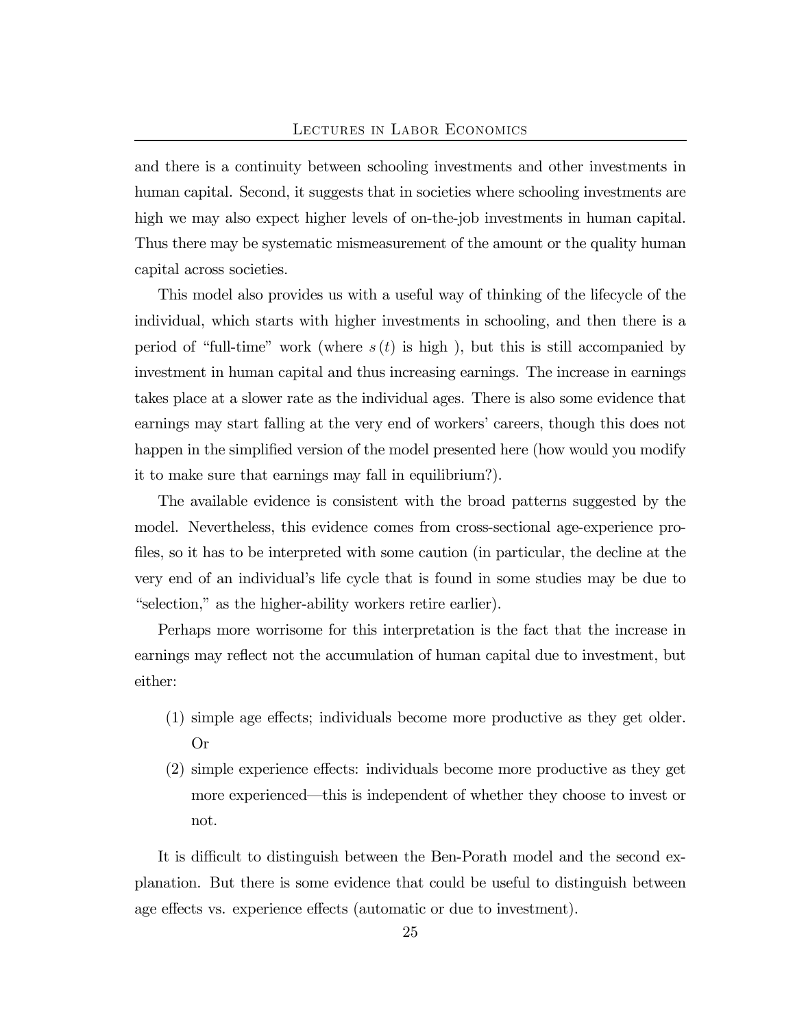and there is a continuity between schooling investments and other investments in human capital. Second, it suggests that in societies where schooling investments are high we may also expect higher levels of on-the-job investments in human capital. Thus there may be systematic mismeasurement of the amount or the quality human capital across societies.

This model also provides us with a useful way of thinking of the lifecycle of the individual, which starts with higher investments in schooling, and then there is a period of "full-time" work (where $s(t)$ is high ), but this is still accompanied by investment in human capital and thus increasing earnings. The increase in earnings takes place at a slower rate as the individual ages. There is also some evidence that earnings may start falling at the very end of workers' careers, though this does not happen in the simplified version of the model presented here (how would you modify it to make sure that earnings may fall in equilibrium?).

The available evidence is consistent with the broad patterns suggested by the model. Nevertheless, this evidence comes from cross-sectional age-experience profiles, so it has to be interpreted with some caution (in particular, the decline at the very end of an individual's life cycle that is found in some studies may be due to "selection," as the higher-ability workers retire earlier).

Perhaps more worrisome for this interpretation is the fact that the increase in earnings may reflect not the accumulation of human capital due to investment, but either:

(1) simple age effects; individuals become more productive as they get older. Or
(2) simple experience effects: individuals become more productive as they get more experienced—this is independent of whether they choose to invest or not.

It is difficult to distinguish between the Ben-Porath model and the second explanation. But there is some evidence that could be useful to distinguish between age effects vs. experience effects (automatic or due to investment).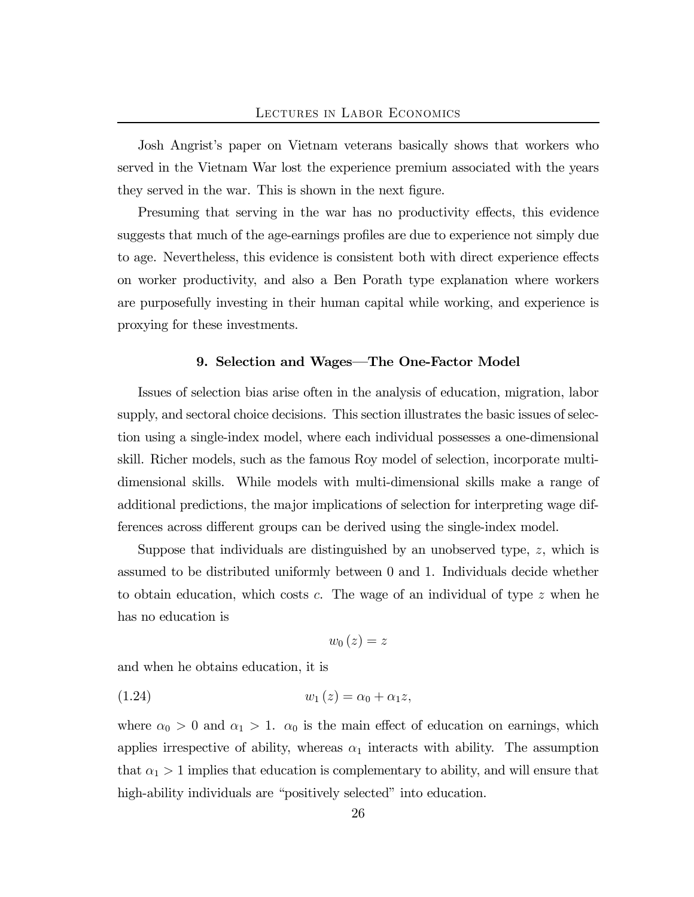Josh Angrist's paper on Vietnam veterans basically shows that workers who served in the Vietnam War lost the experience premium associated with the years they served in the war. This is shown in the next figure.

Presuming that serving in the war has no productivity effects, this evidence suggests that much of the age-earnings profiles are due to experience not simply due to age. Nevertheless, this evidence is consistent both with direct experience effects on worker productivity, and also a Ben Porath type explanation where workers are purposefully investing in their human capital while working, and experience is proxying for these investments.

## 9. Selection and Wages—The One-Factor Model

Issues of selection bias arise often in the analysis of education, migration, labor supply, and sectoral choice decisions. This section illustrates the basic issues of selection using a single-index model, where each individual possesses a one-dimensional skill. Richer models, such as the famous Roy model of selection, incorporate multi-dimensional skills. While models with multi-dimensional skills make a range of additional predictions, the major implications of selection for interpreting wage differences across different groups can be derived using the single-index model.

Suppose that individuals are distinguished by an unobserved type, $z$, which is assumed to be distributed uniformly between 0 and 1. Individuals decide whether to obtain education, which costs $c$. The wage of an individual of type $z$ when he has no education is

$$w_0(z) = z$$

and when he obtains education, it is

$$w_1(z) = \alpha_0 + \alpha_1 z, \tag{1.24}$$

where $\alpha_0 > 0$ and $\alpha_1 > 1$. $\alpha_0$ is the main effect of education on earnings, which applies irrespective of ability, whereas $\alpha_1$ interacts with ability. The assumption that $\alpha_1 > 1$ implies that education is complementary to ability, and will ensure that high-ability individuals are "positively selected" into education.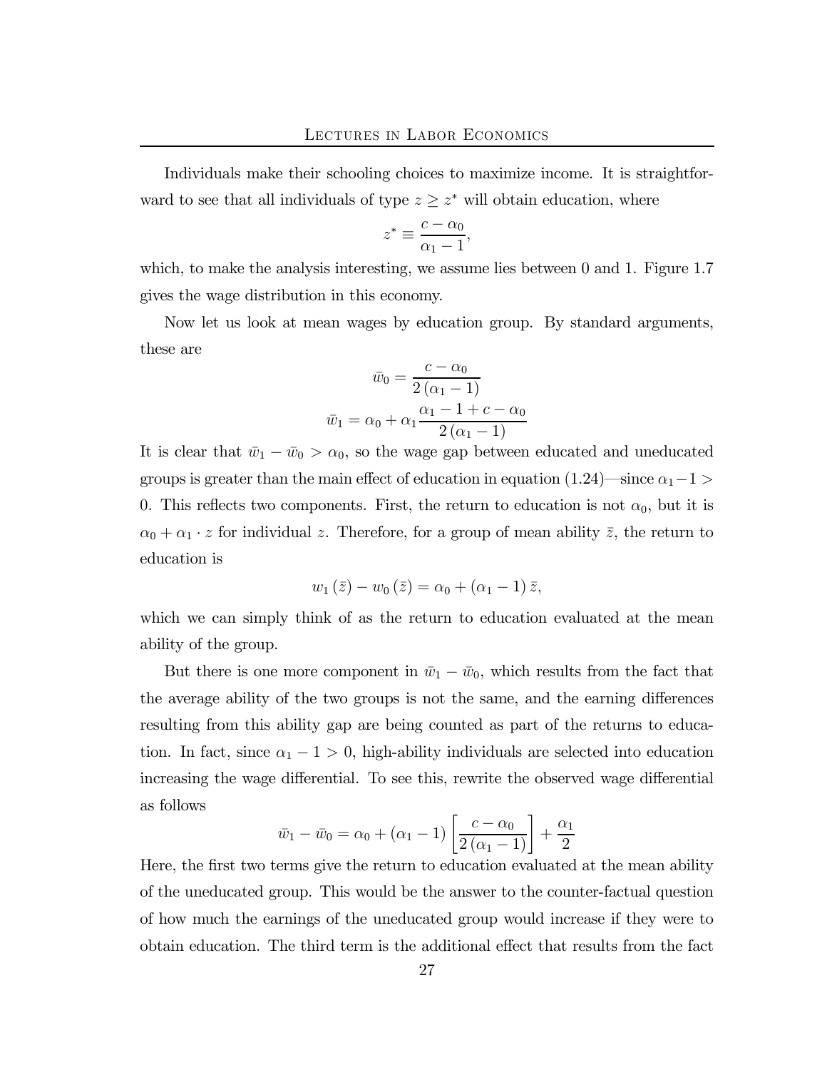Individuals make their schooling choices to maximize income. It is straightforward to see that all individuals of type $z \geq z^*$ will obtain education, where

$$z^* \equiv \frac{c - \alpha_0}{\alpha_1 - 1},$$

which, to make the analysis interesting, we assume lies between 0 and 1. Figure 1.7 gives the wage distribution in this economy.

Now let us look at mean wages by education group. By standard arguments, these are

$$\bar{w}_0 = \frac{c - \alpha_0}{2(\alpha_1 - 1)}$$

$$\bar{w}_1 = \alpha_0 + \alpha_1 \frac{\alpha_1 - 1 + c - \alpha_0}{2(\alpha_1 - 1)}$$

It is clear that $\bar{w}_1 - \bar{w}_0 > \alpha_0$, so the wage gap between educated and uneducated groups is greater than the main effect of education in equation (1.24)—since $\alpha_1 - 1 > 0$. This reflects two components. First, the return to education is not $\alpha_0$, but it is $\alpha_0 + \alpha_1 \cdot z$ for individual $z$. Therefore, for a group of mean ability $\bar{z}$, the return to education is

$$w_1(\bar{z}) - w_0(\bar{z}) = \alpha_0 + (\alpha_1 - 1)\bar{z},$$

which we can simply think of as the return to education evaluated at the mean ability of the group.

But there is one more component in $\bar{w}_1 - \bar{w}_0$, which results from the fact that the average ability of the two groups is not the same, and the earning differences resulting from this ability gap are being counted as part of the returns to education. In fact, since $\alpha_1 - 1 > 0$, high-ability individuals are selected into education increasing the wage differential. To see this, rewrite the observed wage differential as follows

$$\bar{w}_1 - \bar{w}_0 = \alpha_0 + (\alpha_1 - 1)\left[\frac{c - \alpha_0}{2(\alpha_1 - 1)}\right] + \frac{\alpha_1}{2}$$

Here, the first two terms give the return to education evaluated at the mean ability of the uneducated group. This would be the answer to the counter-factual question of how much the earnings of the uneducated group would increase if they were to obtain education. The third term is the additional effect that results from the fact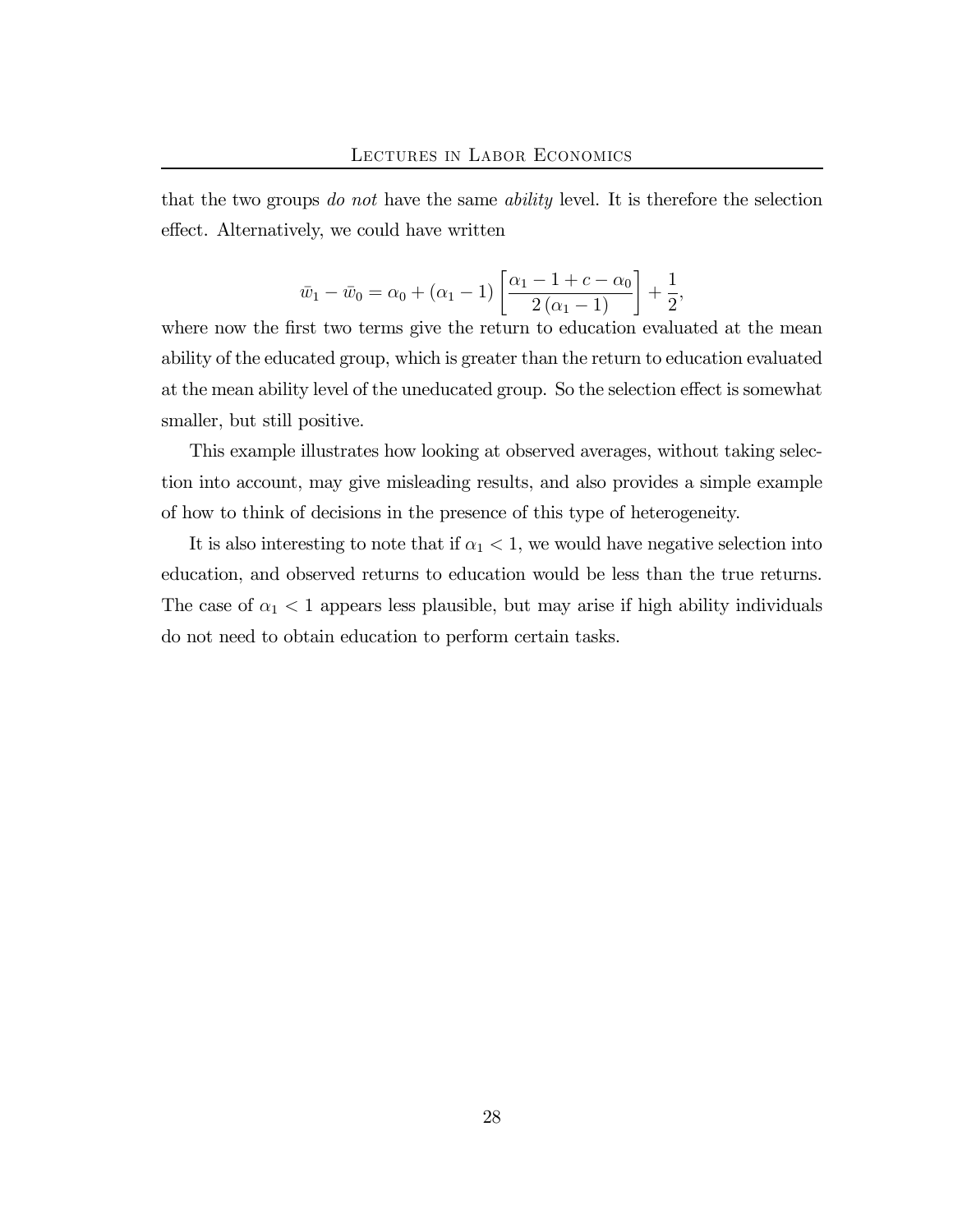that the two groups *do not* have the same *ability* level. It is therefore the selection effect. Alternatively, we could have written

$$\bar{w}_1 - \bar{w}_0 = \alpha_0 + (\alpha_1 - 1) \left[ \frac{\alpha_1 - 1 + c - \alpha_0}{2(\alpha_1 - 1)} \right] + \frac{1}{2},$$

where now the first two terms give the return to education evaluated at the mean ability of the educated group, which is greater than the return to education evaluated at the mean ability level of the uneducated group. So the selection effect is somewhat smaller, but still positive.

This example illustrates how looking at observed averages, without taking selection into account, may give misleading results, and also provides a simple example of how to think of decisions in the presence of this type of heterogeneity.

It is also interesting to note that if $\alpha_1 < 1$, we would have negative selection into education, and observed returns to education would be less than the true returns. The case of $\alpha_1 < 1$ appears less plausible, but may arise if high ability individuals do not need to obtain education to perform certain tasks.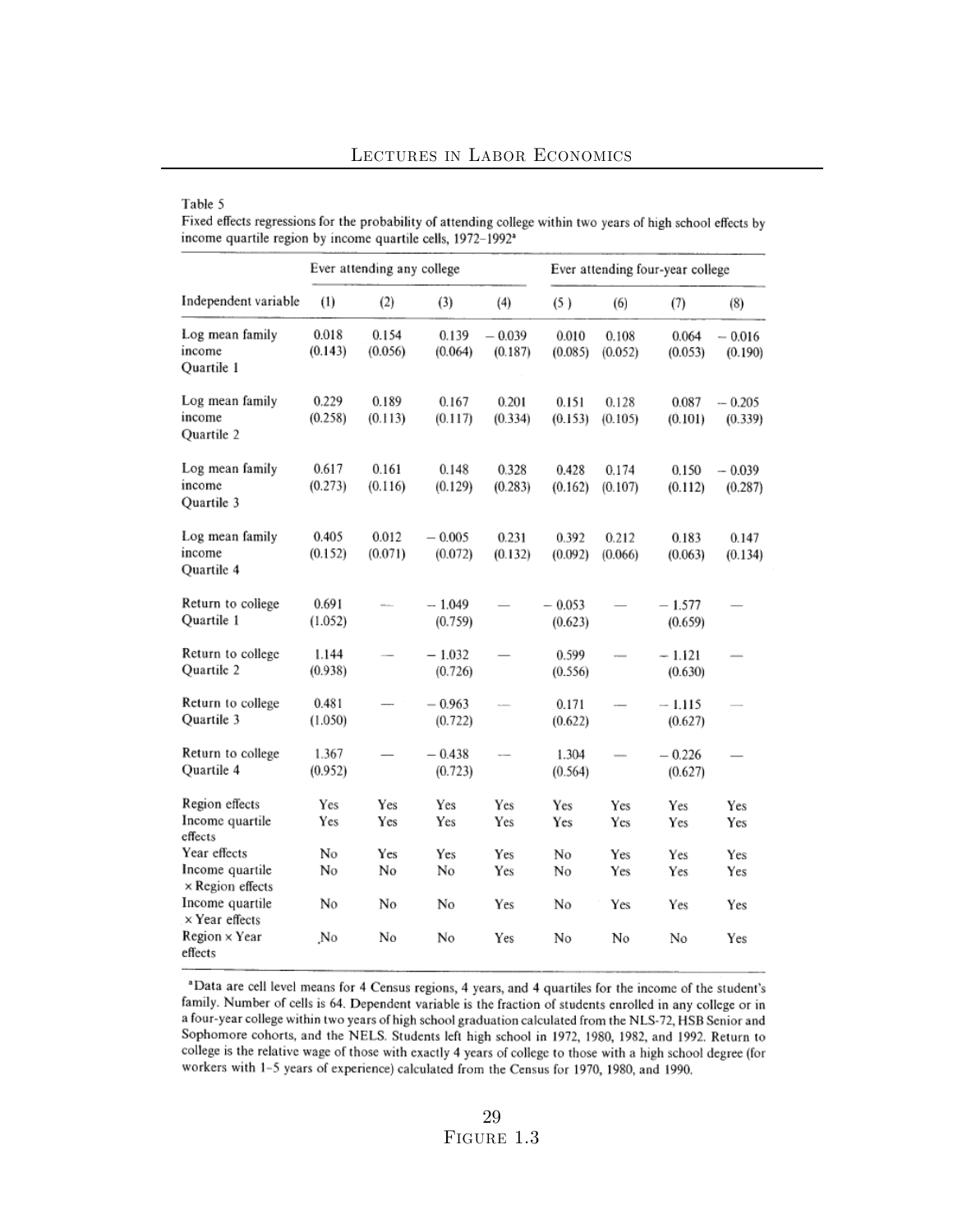Table 5

Fixed effects regressions for the probability of attending college within two years of high school effects by income quartile region by income quartile cells, 1972–1992[a]

| | Ever attending any college | | | | Ever attending four-year college | | | |
|---|---|---|---|---|---|---|---|---|
| Independent variable | (1) | (2) | (3) | (4) | (5) | (6) | (7) | (8) |
| Log mean family income Quartile 1 | 0.018 (0.143) | 0.154 (0.056) | 0.139 (0.064) | −0.039 (0.187) | 0.010 (0.085) | 0.108 (0.052) | 0.064 (0.053) | −0.016 (0.190) |
| Log mean family income Quartile 2 | 0.229 (0.258) | 0.189 (0.113) | 0.167 (0.117) | 0.201 (0.334) | 0.151 (0.153) | 0.128 (0.105) | 0.087 (0.101) | −0.205 (0.339) |
| Log mean family income Quartile 3 | 0.617 (0.273) | 0.161 (0.116) | 0.148 (0.129) | 0.328 (0.283) | 0.428 (0.162) | 0.174 (0.107) | 0.150 (0.112) | −0.039 (0.287) |
| Log mean family income Quartile 4 | 0.405 (0.152) | 0.012 (0.071) | −0.005 (0.072) | 0.231 (0.132) | 0.392 (0.092) | 0.212 (0.066) | 0.183 (0.063) | 0.147 (0.134) |
| Return to college Quartile 1 | 0.691 (1.052) | — | −1.049 (0.759) | — | −0.053 (0.623) | — | −1.577 (0.659) | — |
| Return to college Quartile 2 | 1.144 (0.938) | — | −1.032 (0.726) | — | 0.599 (0.556) | — | −1.121 (0.630) | — |
| Return to college Quartile 3 | 0.481 (1.050) | — | −0.963 (0.722) | — | 0.171 (0.622) | — | −1.115 (0.627) | — |
| Return to college Quartile 4 | 1.367 (0.952) | — | −0.438 (0.723) | — | 1.304 (0.564) | — | −0.226 (0.627) | — |
| Region effects | Yes | Yes | Yes | Yes | Yes | Yes | Yes | Yes |
| Income quartile effects | Yes | Yes | Yes | Yes | Yes | Yes | Yes | Yes |
| Year effects | No | Yes | Yes | Yes | No | Yes | Yes | Yes |
| Income quartile × Region effects | No | No | No | Yes | No | Yes | Yes | Yes |
| Income quartile × Year effects | No | No | No | Yes | No | Yes | Yes | Yes |
| Region × Year effects | No | No | No | Yes | No | No | No | Yes |

[a]Data are cell level means for 4 Census regions, 4 years, and 4 quartiles for the income of the student's family. Number of cells is 64. Dependent variable is the fraction of students enrolled in any college or in a four-year college within two years of high school graduation calculated from the NLS-72, HSB Senior and Sophomore cohorts, and the NELS. Students left high school in 1972, 1980, 1982, and 1992. Return to college is the relative wage of those with exactly 4 years of college to those with a high school degree (for workers with 1–5 years of experience) calculated from the Census for 1970, 1980, and 1990.

Figure 1.3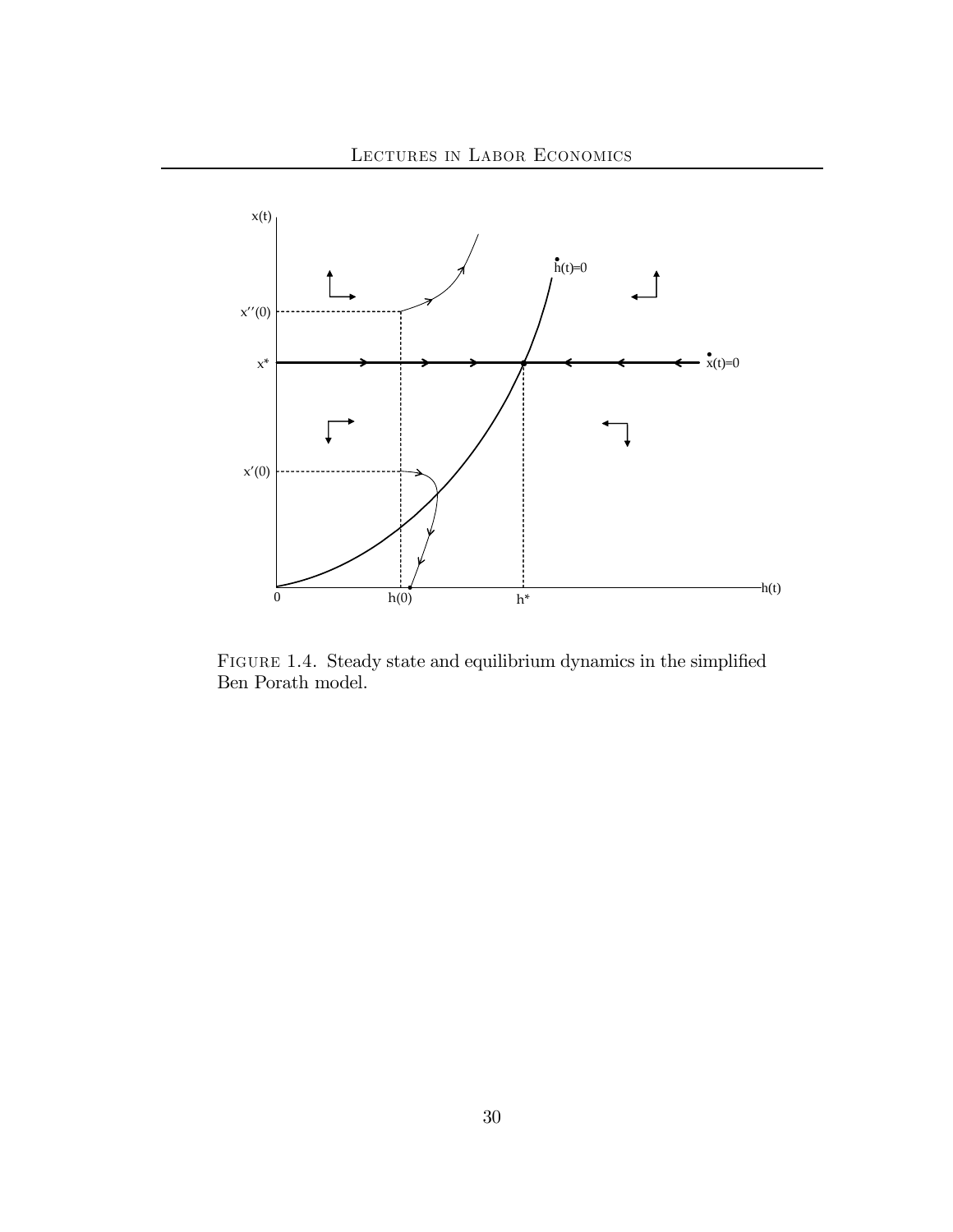FIGURE 1.4. Steady state and equilibrium dynamics in the simplified Ben Porath model.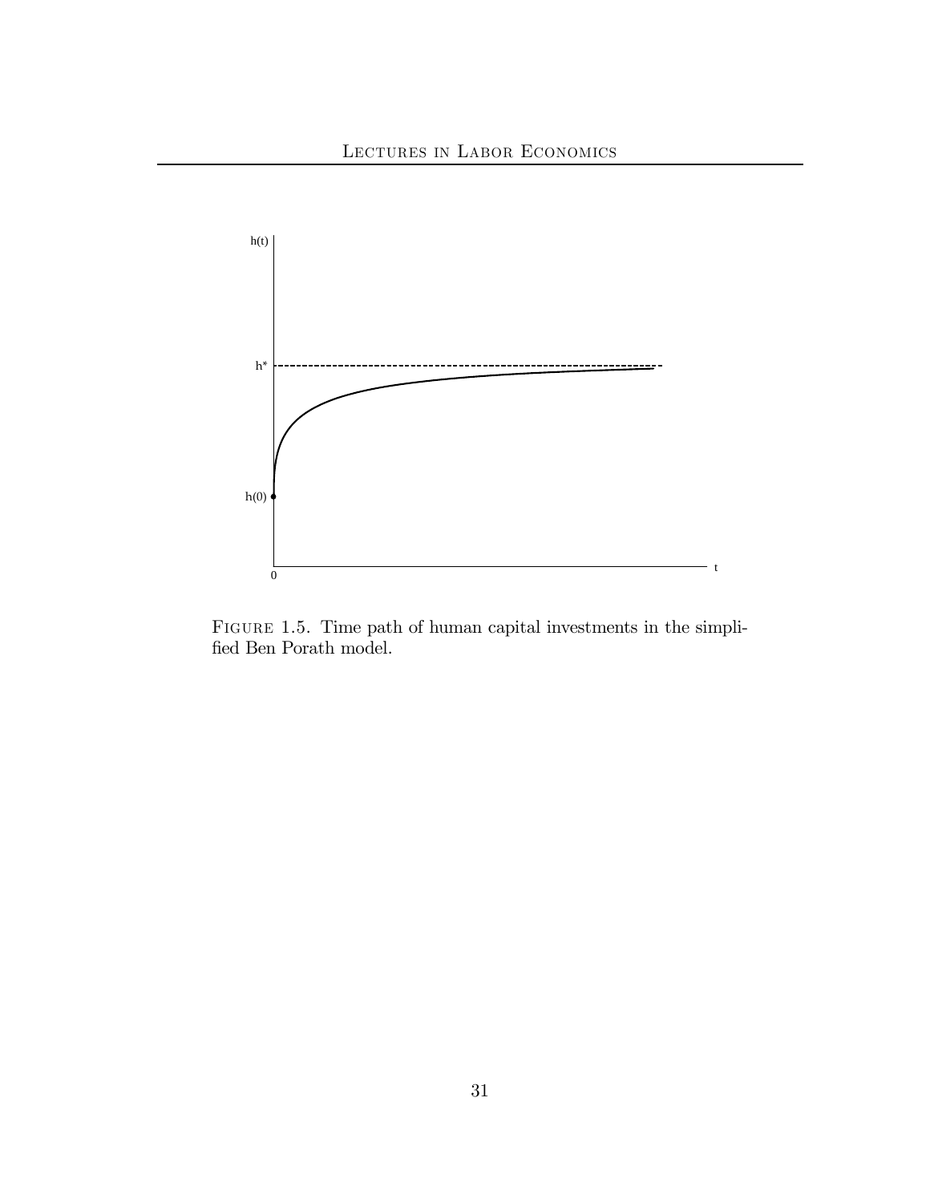FIGURE 1.5. Time path of human capital investments in the simplified Ben Porath model.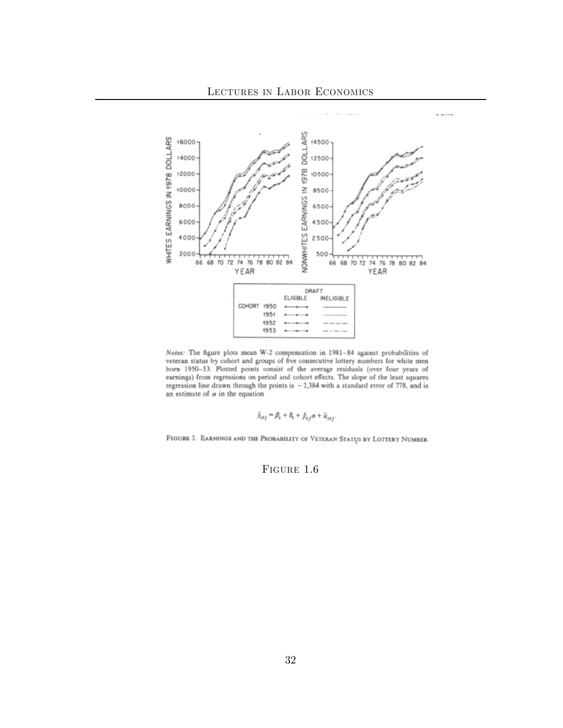Notes: The figure plots mean W-2 compensation in 1981–84 against probabilities of veteran status by cohort and groups of five consecutive lottery numbers for white men born 1950–53. Plotted points consist of the average residuals (over four years of earnings) from regressions on period and cohort effects. The slope of the least squares regression line drawn through the points is −2,384 with a standard error of 778, and is an estimate of $\alpha$ in the equation

$$\bar{y}_{ctj} = \beta_c + \delta_t + \hat{p}_{cj}\alpha + \bar{u}_{ctj}.$$

FIGURE 3. EARNINGS AND THE PROBABILITY OF VETERAN STATUS BY LOTTERY NUMBER

FIGURE 1.6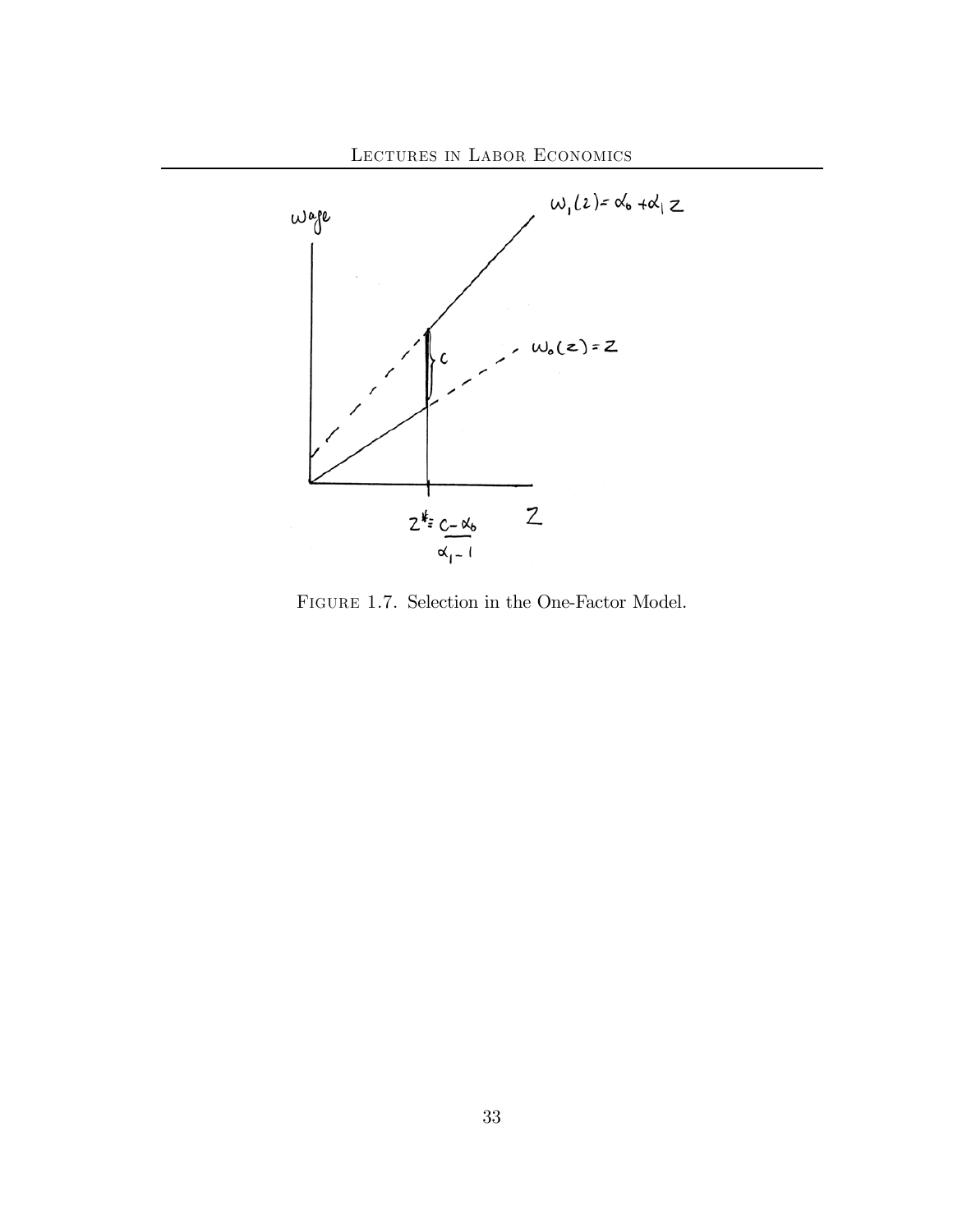wage

$w_1(z) = \alpha_0 + \alpha_1 z$

$c$

$w_0(z) = z$

$z^* = \frac{c - \alpha_0}{\alpha_1 - 1}$

$z$

Figure 1.7. Selection in the One-Factor Model.